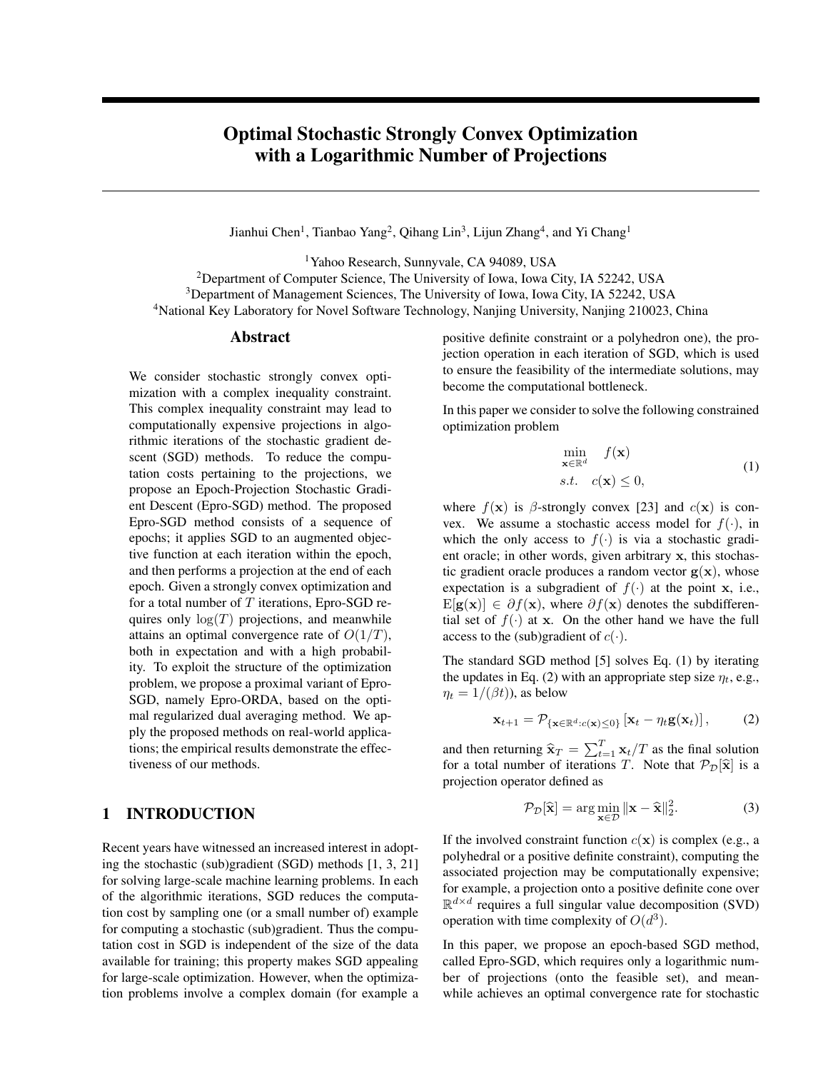# Optimal Stochastic Strongly Convex Optimization with a Logarithmic Number of Projections

Jianhui Chen[1], Tianbao Yang[2], Qihang Lin[3], Lijun Zhang[4], and Yi Chang[1]

[1]Yahoo Research, Sunnyvale, CA 94089, USA
[2]Department of Computer Science, The University of Iowa, Iowa City, IA 52242, USA
[3]Department of Management Sciences, The University of Iowa, Iowa City, IA 52242, USA
[4]National Key Laboratory for Novel Software Technology, Nanjing University, Nanjing 210023, China

## Abstract

We consider stochastic strongly convex optimization with a complex inequality constraint. This complex inequality constraint may lead to computationally expensive projections in algorithmic iterations of the stochastic gradient descent (SGD) methods. To reduce the computation costs pertaining to the projections, we propose an Epoch-Projection Stochastic Gradient Descent (Epro-SGD) method. The proposed Epro-SGD method consists of a sequence of epochs; it applies SGD to an augmented objective function at each iteration within the epoch, and then performs a projection at the end of each epoch. Given a strongly convex optimization and for a total number of $T$ iterations, Epro-SGD requires only $\log(T)$ projections, and meanwhile attains an optimal convergence rate of $O(1/T)$, both in expectation and with a high probability. To exploit the structure of the optimization problem, we propose a proximal variant of Epro-SGD, namely Epro-ORDA, based on the optimal regularized dual averaging method. We apply the proposed methods on real-world applications; the empirical results demonstrate the effectiveness of our methods.

## 1 INTRODUCTION

Recent years have witnessed an increased interest in adopting the stochastic (sub)gradient (SGD) methods [1, 3, 21] for solving large-scale machine learning problems. In each of the algorithmic iterations, SGD reduces the computation cost by sampling one (or a small number of) example for computing a stochastic (sub)gradient. Thus the computation cost in SGD is independent of the size of the data available for training; this property makes SGD appealing for large-scale optimization. However, when the optimization problems involve a complex domain (for example a positive definite constraint or a polyhedron one), the projection operation in each iteration of SGD, which is used to ensure the feasibility of the intermediate solutions, may become the computational bottleneck.

In this paper we consider to solve the following constrained optimization problem

$$\begin{aligned} \min_{\mathbf{x}\in\mathbb{R}^d} \quad & f(\mathbf{x}) \\ s.t. \quad & c(\mathbf{x}) \leq 0, \end{aligned} \tag{1}$$

where $f(\mathbf{x})$ is $\beta$-strongly convex [23] and $c(\mathbf{x})$ is convex. We assume a stochastic access model for $f(\cdot)$, in which the only access to $f(\cdot)$ is via a stochastic gradient oracle; in other words, given arbitrary $\mathbf{x}$, this stochastic gradient oracle produces a random vector $\mathbf{g}(\mathbf{x})$, whose expectation is a subgradient of $f(\cdot)$ at the point $\mathbf{x}$, i.e., $\mathrm{E}[\mathbf{g}(\mathbf{x})] \in \partial f(\mathbf{x})$, where $\partial f(\mathbf{x})$ denotes the subdifferential set of $f(\cdot)$ at $\mathbf{x}$. On the other hand we have the full access to the (sub)gradient of $c(\cdot)$.

The standard SGD method [5] solves Eq. (1) by iterating the updates in Eq. (2) with an appropriate step size $\eta_t$, e.g., $\eta_t = 1/(\beta t)$), as below

$$\mathbf{x}_{t+1} = \mathcal{P}_{\{\mathbf{x}\in\mathbb{R}^d: c(\mathbf{x})\leq 0\}}\left[\mathbf{x}_t - \eta_t \mathbf{g}(\mathbf{x}_t)\right], \tag{2}$$

and then returning $\widehat{\mathbf{x}}_T = \sum_{t=1}^{T} \mathbf{x}_t / T$ as the final solution for a total number of iterations $T$. Note that $\mathcal{P}_{\mathcal{D}}[\widehat{\mathbf{x}}]$ is a projection operator defined as

$$\mathcal{P}_{\mathcal{D}}[\widehat{\mathbf{x}}] = \arg\min_{\mathbf{x}\in\mathcal{D}} \|\mathbf{x} - \widehat{\mathbf{x}}\|_2^2. \tag{3}$$

If the involved constraint function $c(\mathbf{x})$ is complex (e.g., a polyhedral or a positive definite constraint), computing the associated projection may be computationally expensive; for example, a projection onto a positive definite cone over $\mathbb{R}^{d\times d}$ requires a full singular value decomposition (SVD) operation with time complexity of $O(d^3)$.

In this paper, we propose an epoch-based SGD method, called Epro-SGD, which requires only a logarithmic number of projections (onto the feasible set), and meanwhile achieves an optimal convergence rate for stochastic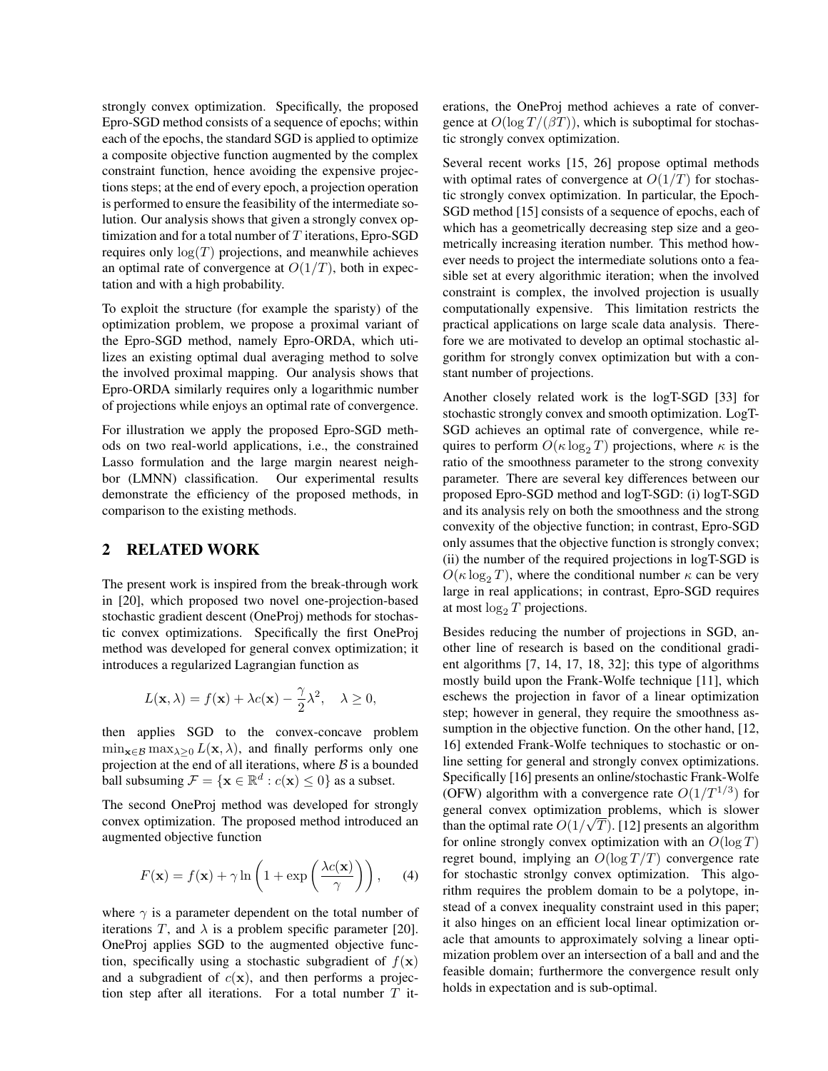strongly convex optimization. Specifically, the proposed Epro-SGD method consists of a sequence of epochs; within each of the epochs, the standard SGD is applied to optimize a composite objective function augmented by the complex constraint function, hence avoiding the expensive projections steps; at the end of every epoch, a projection operation is performed to ensure the feasibility of the intermediate solution. Our analysis shows that given a strongly convex optimization and for a total number of $T$ iterations, Epro-SGD requires only $\log(T)$ projections, and meanwhile achieves an optimal rate of convergence at $O(1/T)$, both in expectation and with a high probability.

To exploit the structure (for example the sparisty) of the optimization problem, we propose a proximal variant of the Epro-SGD method, namely Epro-ORDA, which utilizes an existing optimal dual averaging method to solve the involved proximal mapping. Our analysis shows that Epro-ORDA similarly requires only a logarithmic number of projections while enjoys an optimal rate of convergence.

For illustration we apply the proposed Epro-SGD methods on two real-world applications, i.e., the constrained Lasso formulation and the large margin nearest neighbor (LMNN) classification. Our experimental results demonstrate the efficiency of the proposed methods, in comparison to the existing methods.

## 2 RELATED WORK

The present work is inspired from the break-through work in [20], which proposed two novel one-projection-based stochastic gradient descent (OneProj) methods for stochastic convex optimizations. Specifically the first OneProj method was developed for general convex optimization; it introduces a regularized Lagrangian function as

$$L(\mathbf{x}, \lambda) = f(\mathbf{x}) + \lambda c(\mathbf{x}) - \frac{\gamma}{2}\lambda^2, \quad \lambda \geq 0,$$

then applies SGD to the convex-concave problem $\min_{\mathbf{x}\in\mathcal{B}} \max_{\lambda\geq 0} L(\mathbf{x}, \lambda)$, and finally performs only one projection at the end of all iterations, where $\mathcal{B}$ is a bounded ball subsuming $\mathcal{F} = \{\mathbf{x} \in \mathbb{R}^d : c(\mathbf{x}) \leq 0\}$ as a subset.

The second OneProj method was developed for strongly convex optimization. The proposed method introduced an augmented objective function

$$F(\mathbf{x}) = f(\mathbf{x}) + \gamma \ln\left(1 + \exp\left(\frac{\lambda c(\mathbf{x})}{\gamma}\right)\right), \qquad (4)$$

where $\gamma$ is a parameter dependent on the total number of iterations $T$, and $\lambda$ is a problem specific parameter [20]. OneProj applies SGD to the augmented objective function, specifically using a stochastic subgradient of $f(\mathbf{x})$ and a subgradient of $c(\mathbf{x})$, and then performs a projection step after all iterations. For a total number $T$ iterations, the OneProj method achieves a rate of convergence at $O(\log T/(\beta T))$, which is suboptimal for stochastic strongly convex optimization.

Several recent works [15, 26] propose optimal methods with optimal rates of convergence at $O(1/T)$ for stochastic strongly convex optimization. In particular, the Epoch-SGD method [15] consists of a sequence of epochs, each of which has a geometrically decreasing step size and a geometrically increasing iteration number. This method however needs to project the intermediate solutions onto a feasible set at every algorithmic iteration; when the involved constraint is complex, the involved projection is usually computationally expensive. This limitation restricts the practical applications on large scale data analysis. Therefore we are motivated to develop an optimal stochastic algorithm for strongly convex optimization but with a constant number of projections.

Another closely related work is the logT-SGD [33] for stochastic strongly convex and smooth optimization. LogT-SGD achieves an optimal rate of convergence, while requires to perform $O(\kappa \log_2 T)$ projections, where $\kappa$ is the ratio of the smoothness parameter to the strong convexity parameter. There are several key differences between our proposed Epro-SGD method and logT-SGD: (i) logT-SGD and its analysis rely on both the smoothness and the strong convexity of the objective function; in contrast, Epro-SGD only assumes that the objective function is strongly convex; (ii) the number of the required projections in logT-SGD is $O(\kappa \log_2 T)$, where the conditional number $\kappa$ can be very large in real applications; in contrast, Epro-SGD requires at most $\log_2 T$ projections.

Besides reducing the number of projections in SGD, another line of research is based on the conditional gradient algorithms [7, 14, 17, 18, 32]; this type of algorithms mostly build upon the Frank-Wolfe technique [11], which eschews the projection in favor of a linear optimization step; however in general, they require the smoothness assumption in the objective function. On the other hand, [12, 16] extended Frank-Wolfe techniques to stochastic or online setting for general and strongly convex optimizations. Specifically [16] presents an online/stochastic Frank-Wolfe (OFW) algorithm with a convergence rate $O(1/T^{1/3})$ for general convex optimization problems, which is slower than the optimal rate $O(1/\sqrt{T})$. [12] presents an algorithm for online strongly convex optimization with an $O(\log T)$ regret bound, implying an $O(\log T/T)$ convergence rate for stochastic stronlgy convex optimization. This algorithm requires the problem domain to be a polytope, instead of a convex inequality constraint used in this paper; it also hinges on an efficient local linear optimization oracle that amounts to approximately solving a linear optimization problem over an intersection of a ball and and the feasible domain; furthermore the convergence result only holds in expectation and is sub-optimal.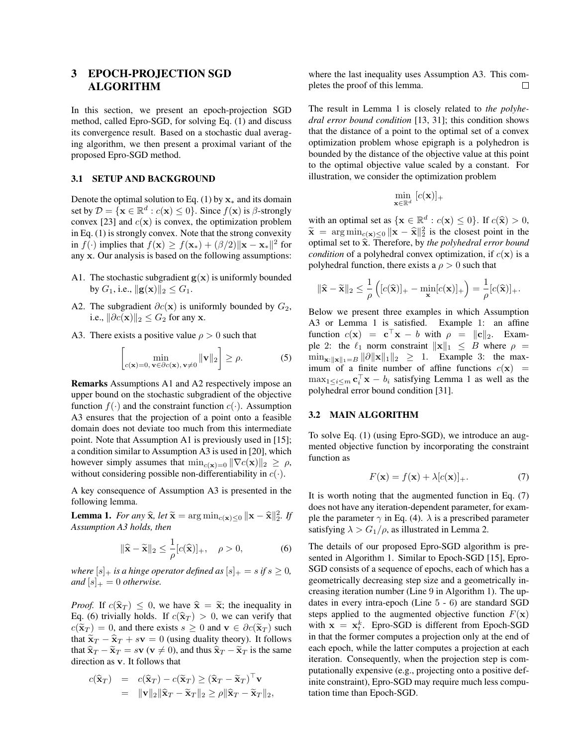## 3 EPOCH-PROJECTION SGD ALGORITHM

In this section, we present an epoch-projection SGD method, called Epro-SGD, for solving Eq. (1) and discuss its convergence result. Based on a stochastic dual averaging algorithm, we then present a proximal variant of the proposed Epro-SGD method.

### 3.1 SETUP AND BACKGROUND

Denote the optimal solution to Eq. (1) by $\mathbf{x}_*$ and its domain set by $\mathcal{D} = \{\mathbf{x} \in \mathbb{R}^d : c(\mathbf{x}) \leq 0\}$. Since $f(\mathbf{x})$ is $\beta$-strongly convex [23] and $c(\mathbf{x})$ is convex, the optimization problem in Eq. (1) is strongly convex. Note that the strong convexity in $f(\cdot)$ implies that $f(\mathbf{x}) \geq f(\mathbf{x}_*) + (\beta/2)\|\mathbf{x} - \mathbf{x}_*\|^2$ for any $\mathbf{x}$. Our analysis is based on the following assumptions:

A1. The stochastic subgradient $\mathbf{g}(\mathbf{x})$ is uniformly bounded by $G_1$, i.e., $\|\mathbf{g}(\mathbf{x})\|_2 \leq G_1$.

A2. The subgradient $\partial c(\mathbf{x})$ is uniformly bounded by $G_2$, i.e., $\|\partial c(\mathbf{x})\|_2 \leq G_2$ for any $\mathbf{x}$.

A3. There exists a positive value $\rho > 0$ such that

$$\left[ \min_{c(\mathbf{x})=0,\, \mathbf{v} \in \partial c(\mathbf{x}),\, \mathbf{v} \neq 0} \|\mathbf{v}\|_2 \right] \geq \rho. \tag{5}$$

**Remarks** Assumptions A1 and A2 respectively impose an upper bound on the stochastic subgradient of the objective function $f(\cdot)$ and the constraint function $c(\cdot)$. Assumption A3 ensures that the projection of a point onto a feasible domain does not deviate too much from this intermediate point. Note that Assumption A1 is previously used in [15]; a condition similar to Assumption A3 is used in [20], which however simply assumes that $\min_{c(\mathbf{x})=0} \|\nabla c(\mathbf{x})\|_2 \geq \rho$, without considering possible non-differentiability in $c(\cdot)$.

A key consequence of Assumption A3 is presented in the following lemma.

**Lemma 1.** *For any $\widehat{\mathbf{x}}$, let $\widetilde{\mathbf{x}} = \arg\min_{c(\mathbf{x}) \leq 0} \|\mathbf{x} - \widehat{\mathbf{x}}\|_2^2$. If Assumption A3 holds, then*

$$\|\widehat{\mathbf{x}} - \widetilde{\mathbf{x}}\|_2 \leq \frac{1}{\rho}[c(\widehat{\mathbf{x}})]_+, \quad \rho > 0, \tag{6}$$

*where $[s]_+$ is a hinge operator defined as $[s]_+ = s$ if $s \geq 0$, and $[s]_+ = 0$ otherwise.*

*Proof.* If $c(\widehat{\mathbf{x}}_T) \leq 0$, we have $\widehat{\mathbf{x}} = \widetilde{\mathbf{x}}$; the inequality in Eq. (6) trivially holds. If $c(\widehat{\mathbf{x}}_T) > 0$, we can verify that $c(\widetilde{\mathbf{x}}_T) = 0$, and there exists $s \geq 0$ and $\mathbf{v} \in \partial c(\widetilde{\mathbf{x}}_T)$ such that $\widetilde{\mathbf{x}}_T - \widehat{\mathbf{x}}_T + s\mathbf{v} = 0$ (using duality theory). It follows that $\widehat{\mathbf{x}}_T - \widetilde{\mathbf{x}}_T = s\mathbf{v}$ ($\mathbf{v} \neq 0$), and thus $\widehat{\mathbf{x}}_T - \widetilde{\mathbf{x}}_T$ is the same direction as $\mathbf{v}$. It follows that

$$\begin{aligned} c(\widehat{\mathbf{x}}_T) &= c(\widehat{\mathbf{x}}_T) - c(\widetilde{\mathbf{x}}_T) \geq (\widehat{\mathbf{x}}_T - \widetilde{\mathbf{x}}_T)^\top \mathbf{v} \\ &= \|\mathbf{v}\|_2 \|\widehat{\mathbf{x}}_T - \widetilde{\mathbf{x}}_T\|_2 \geq \rho \|\widehat{\mathbf{x}}_T - \widetilde{\mathbf{x}}_T\|_2, \end{aligned}$$

where the last inequality uses Assumption A3. This completes the proof of this lemma. □

The result in Lemma 1 is closely related to *the polyhedral error bound condition* [13, 31]; this condition shows that the distance of a point to the optimal set of a convex optimization problem whose epigraph is a polyhedron is bounded by the distance of the objective value at this point to the optimal objective value scaled by a constant. For illustration, we consider the optimization problem

$$\min_{\mathbf{x} \in \mathbb{R}^d} \; [c(\mathbf{x})]_+$$

with an optimal set as $\{\mathbf{x} \in \mathbb{R}^d : c(\mathbf{x}) \leq 0\}$. If $c(\widehat{\mathbf{x}}) > 0$, $\widetilde{\mathbf{x}} = \arg\min_{c(\mathbf{x}) \leq 0} \|\mathbf{x} - \widehat{\mathbf{x}}\|_2^2$ is the closest point in the optimal set to $\widehat{\mathbf{x}}$. Therefore, by *the polyhedral error bound condition* of a polyhedral convex optimization, if $c(\mathbf{x})$ is a polyhedral function, there exists a $\rho > 0$ such that

$$\|\widehat{\mathbf{x}} - \widetilde{\mathbf{x}}\|_2 \leq \frac{1}{\rho} \left( [c(\widehat{\mathbf{x}})]_+ - \min_{\mathbf{x}} [c(\mathbf{x})]_+ \right) = \frac{1}{\rho}[c(\widehat{\mathbf{x}})]_+.$$

Below we present three examples in which Assumption A3 or Lemma 1 is satisfied. Example 1: an affine function $c(\mathbf{x}) = \mathbf{c}^\top \mathbf{x} - b$ with $\rho = \|\mathbf{c}\|_2$. Example 2: the $\ell_1$ norm constraint $\|\mathbf{x}\|_1 \leq B$ where $\rho = \min_{\mathbf{x}: \|\mathbf{x}\|_1 = B} \|\partial \|\mathbf{x}\|_1\|_2 \geq 1$. Example 3: the maximum of a finite number of affine functions $c(\mathbf{x}) = \max_{1 \leq i \leq m} \mathbf{c}_i^\top \mathbf{x} - b_i$ satisfying Lemma 1 as well as the polyhedral error bound condition [31].

### 3.2 MAIN ALGORITHM

To solve Eq. (1) (using Epro-SGD), we introduce an augmented objective function by incorporating the constraint function as

$$F(\mathbf{x}) = f(\mathbf{x}) + \lambda [c(\mathbf{x})]_+. \tag{7}$$

It is worth noting that the augmented function in Eq. (7) does not have any iteration-dependent parameter, for example the parameter $\gamma$ in Eq. (4). $\lambda$ is a prescribed parameter satisfying $\lambda > G_1/\rho$, as illustrated in Lemma 2.

The details of our proposed Epro-SGD algorithm is presented in Algorithm 1. Similar to Epoch-SGD [15], Epro-SGD consists of a sequence of epochs, each of which has a geometrically decreasing step size and a geometrically increasing iteration number (Line 9 in Algorithm 1). The updates in every intra-epoch (Line 5 - 6) are standard SGD steps applied to the augmented objective function $F(\mathbf{x})$ with $\mathbf{x} = \mathbf{x}_t^k$. Epro-SGD is different from Epoch-SGD in that the former computes a projection only at the end of each epoch, while the latter computes a projection at each iteration. Consequently, when the projection step is computationally expensive (e.g., projecting onto a positive definite constraint), Epro-SGD may require much less computation time than Epoch-SGD.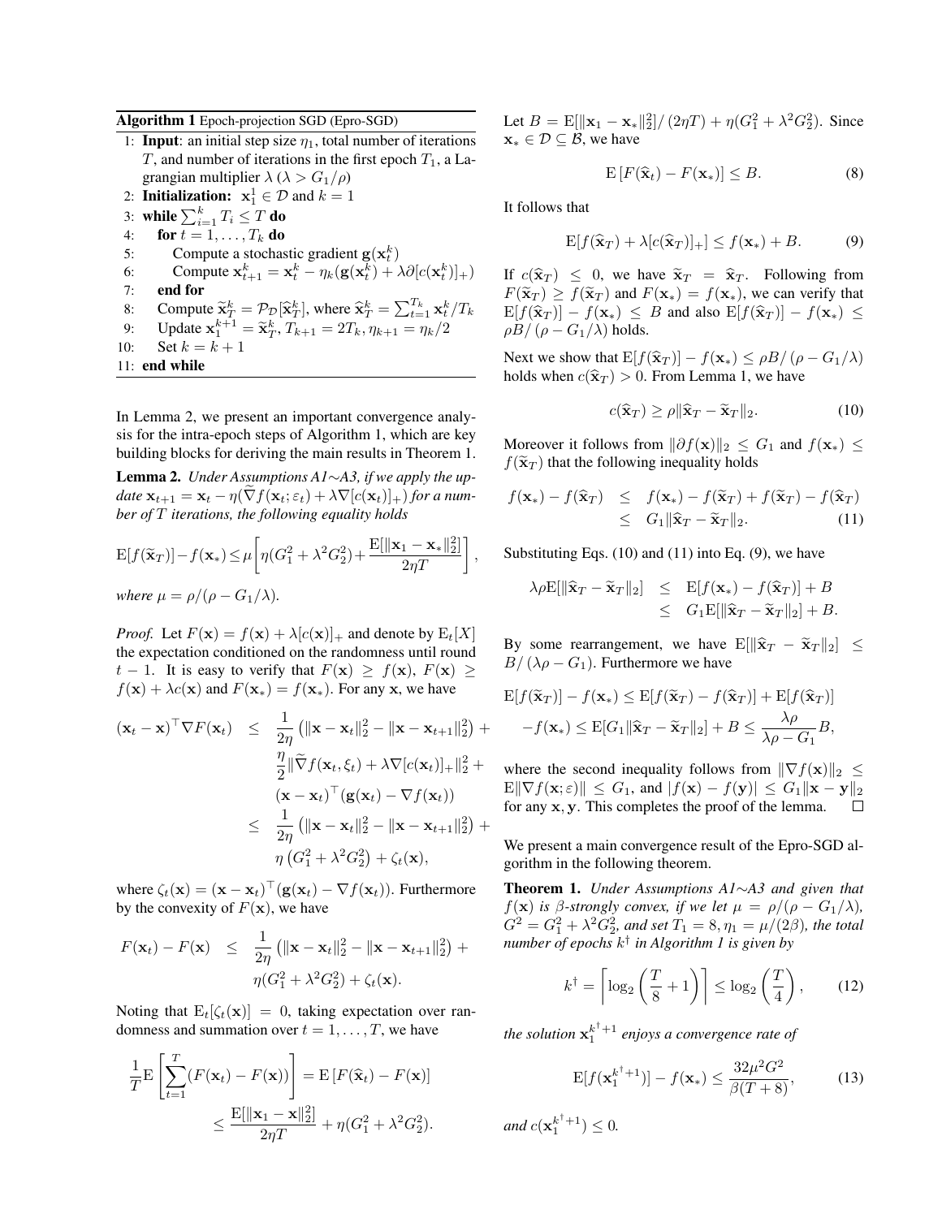**Algorithm 1** Epoch-projection SGD (Epro-SGD)

1: **Input**: an initial step size $\eta_1$, total number of iterations $T$, and number of iterations in the first epoch $T_1$, a Lagrangian multiplier $\lambda$ ($\lambda > G_1/\rho$)
2: **Initialization:** $\mathbf{x}_1^1 \in \mathcal{D}$ and $k = 1$
3: **while** $\sum_{i=1}^k T_i \leq T$ **do**
4: **for** $t = 1, \ldots, T_k$ **do**
5: Compute a stochastic gradient $\mathbf{g}(\mathbf{x}_t^k)$
6: Compute $\mathbf{x}_{t+1}^k = \mathbf{x}_t^k - \eta_k(\mathbf{g}(\mathbf{x}_t^k) + \lambda\partial[c(\mathbf{x}_t^k)]_+)$
7: **end for**
8: Compute $\widetilde{\mathbf{x}}_T^k = \mathcal{P}_{\mathcal{D}}[\widehat{\mathbf{x}}_T^k]$, where $\widehat{\mathbf{x}}_T^k = \sum_{t=1}^{T_k} \mathbf{x}_t^k / T_k$
9: Update $\mathbf{x}_1^{k+1} = \widetilde{\mathbf{x}}_T^k$, $T_{k+1} = 2T_k$, $\eta_{k+1} = \eta_k/2$
10: Set $k = k+1$
11: **end while**

In Lemma 2, we present an important convergence analysis for the intra-epoch steps of Algorithm 1, which are key building blocks for deriving the main results in Theorem 1.

**Lemma 2.** *Under Assumptions A1∼A3, if we apply the update $\mathbf{x}_{t+1} = \mathbf{x}_t - \eta(\widetilde{\nabla} f(\mathbf{x}_t; \varepsilon_t) + \lambda\nabla[c(\mathbf{x}_t)]_+)$ for a number of $T$ iterations, the following equality holds*

$$\mathrm{E}[f(\widetilde{\mathbf{x}}_T)] - f(\mathbf{x}_*) \leq \mu\left[\eta(G_1^2 + \lambda^2 G_2^2) + \frac{\mathrm{E}[\|\mathbf{x}_1 - \mathbf{x}_*\|_2^2]}{2\eta T}\right],$$

*where $\mu = \rho/(\rho - G_1/\lambda)$.*

*Proof.* Let $F(\mathbf{x}) = f(\mathbf{x}) + \lambda[c(\mathbf{x})]_+$ and denote by $\mathrm{E}_t[X]$ the expectation conditioned on the randomness until round $t-1$. It is easy to verify that $F(\mathbf{x}) \geq f(\mathbf{x})$, $F(\mathbf{x}) \geq f(\mathbf{x}) + \lambda c(\mathbf{x})$ and $F(\mathbf{x}_*) = f(\mathbf{x}_*)$. For any $\mathbf{x}$, we have

$$\begin{aligned}
(\mathbf{x}_t - \mathbf{x})^\top \nabla F(\mathbf{x}_t) \;&\leq\; \frac{1}{2\eta}\left(\|\mathbf{x} - \mathbf{x}_t\|_2^2 - \|\mathbf{x} - \mathbf{x}_{t+1}\|_2^2\right) + \\
&\quad \frac{\eta}{2}\|\widetilde{\nabla} f(\mathbf{x}_t, \xi_t) + \lambda\nabla[c(\mathbf{x}_t)]_+\|_2^2 + \\
&\quad (\mathbf{x} - \mathbf{x}_t)^\top(\mathbf{g}(\mathbf{x}_t) - \nabla f(\mathbf{x}_t)) \\
&\leq\; \frac{1}{2\eta}\left(\|\mathbf{x} - \mathbf{x}_t\|_2^2 - \|\mathbf{x} - \mathbf{x}_{t+1}\|_2^2\right) + \\
&\quad \eta\left(G_1^2 + \lambda^2 G_2^2\right) + \zeta_t(\mathbf{x}),
\end{aligned}$$

where $\zeta_t(\mathbf{x}) = (\mathbf{x} - \mathbf{x}_t)^\top(\mathbf{g}(\mathbf{x}_t) - \nabla f(\mathbf{x}_t))$. Furthermore by the convexity of $F(\mathbf{x})$, we have

$$\begin{aligned}
F(\mathbf{x}_t) - F(\mathbf{x}) \;&\leq\; \frac{1}{2\eta}\left(\|\mathbf{x} - \mathbf{x}_t\|_2^2 - \|\mathbf{x} - \mathbf{x}_{t+1}\|_2^2\right) + \\
&\quad \eta(G_1^2 + \lambda^2 G_2^2) + \zeta_t(\mathbf{x}).
\end{aligned}$$

Noting that $\mathrm{E}_t[\zeta_t(\mathbf{x})] = 0$, taking expectation over randomness and summation over $t = 1, \ldots, T$, we have

$$\begin{aligned}
\frac{1}{T}\mathrm{E}\left[\sum_{t=1}^T (F(\mathbf{x}_t) - F(\mathbf{x}))\right] &= \mathrm{E}\left[F(\widehat{\mathbf{x}}_t) - F(\mathbf{x})\right] \\
&\leq \frac{\mathrm{E}[\|\mathbf{x}_1 - \mathbf{x}\|_2^2]}{2\eta T} + \eta(G_1^2 + \lambda^2 G_2^2).
\end{aligned}$$

Let $B = \mathrm{E}[\|\mathbf{x}_1 - \mathbf{x}_*\|_2^2]/(2\eta T) + \eta(G_1^2 + \lambda^2 G_2^2)$. Since $\mathbf{x}_* \in \mathcal{D} \subseteq \mathcal{B}$, we have

$$\mathrm{E}\left[F(\widehat{\mathbf{x}}_t) - F(\mathbf{x}_*)\right] \leq B. \tag{8}$$

It follows that

$$\mathrm{E}[f(\widehat{\mathbf{x}}_T) + \lambda[c(\widehat{\mathbf{x}}_T)]_+] \leq f(\mathbf{x}_*) + B. \tag{9}$$

If $c(\widehat{\mathbf{x}}_T) \leq 0$, we have $\widetilde{\mathbf{x}}_T = \widehat{\mathbf{x}}_T$. Following from $F(\widetilde{\mathbf{x}}_T) \geq f(\widetilde{\mathbf{x}}_T)$ and $F(\mathbf{x}_*) = f(\mathbf{x}_*)$, we can verify that $\mathrm{E}[f(\widetilde{\mathbf{x}}_T)] - f(\mathbf{x}_*) \leq B$ and also $\mathrm{E}[f(\widehat{\mathbf{x}}_T)] - f(\mathbf{x}_*) \leq \rho B/(\rho - G_1/\lambda)$ holds.

Next we show that $\mathrm{E}[f(\widehat{\mathbf{x}}_T)] - f(\mathbf{x}_*) \leq \rho B/(\rho - G_1/\lambda)$ holds when $c(\widehat{\mathbf{x}}_T) > 0$. From Lemma 1, we have

$$c(\widehat{\mathbf{x}}_T) \geq \rho\|\widehat{\mathbf{x}}_T - \widetilde{\mathbf{x}}_T\|_2. \tag{10}$$

Moreover it follows from $\|\partial f(\mathbf{x})\|_2 \leq G_1$ and $f(\mathbf{x}_*) \leq f(\widetilde{\mathbf{x}}_T)$ that the following inequality holds

$$\begin{aligned}
f(\mathbf{x}_*) - f(\widehat{\mathbf{x}}_T) \;&\leq\; f(\mathbf{x}_*) - f(\widetilde{\mathbf{x}}_T) + f(\widetilde{\mathbf{x}}_T) - f(\widehat{\mathbf{x}}_T) \\
&\leq\; G_1\|\widehat{\mathbf{x}}_T - \widetilde{\mathbf{x}}_T\|_2.
\end{aligned} \tag{11}$$

Substituting Eqs. (10) and (11) into Eq. (9), we have

$$\begin{aligned}
\lambda\rho\mathrm{E}[\|\widehat{\mathbf{x}}_T - \widetilde{\mathbf{x}}_T\|_2] \;&\leq\; \mathrm{E}[f(\mathbf{x}_*) - f(\widehat{\mathbf{x}}_T)] + B \\
&\leq\; G_1\mathrm{E}[\|\widehat{\mathbf{x}}_T - \widetilde{\mathbf{x}}_T\|_2] + B.
\end{aligned}$$

By some rearrangement, we have $\mathrm{E}[\|\widehat{\mathbf{x}}_T - \widetilde{\mathbf{x}}_T\|_2] \leq B/(\lambda\rho - G_1)$. Furthermore we have

$$\begin{aligned}
&\mathrm{E}[f(\widetilde{\mathbf{x}}_T)] - f(\mathbf{x}_*) \leq \mathrm{E}[f(\widetilde{\mathbf{x}}_T) - f(\widehat{\mathbf{x}}_T)] + \mathrm{E}[f(\widehat{\mathbf{x}}_T)] \\
&-f(\mathbf{x}_*) \leq \mathrm{E}[G_1\|\widehat{\mathbf{x}}_T - \widetilde{\mathbf{x}}_T\|_2] + B \leq \frac{\lambda\rho}{\lambda\rho - G_1}B,
\end{aligned}$$

where the second inequality follows from $\|\nabla f(\mathbf{x})\|_2 \leq \mathrm{E}\|\nabla f(\mathbf{x}; \varepsilon)\| \leq G_1$, and $|f(\mathbf{x}) - f(\mathbf{y})| \leq G_1\|\mathbf{x} - \mathbf{y}\|_2$ for any $\mathbf{x}, \mathbf{y}$. This completes the proof of the lemma. $\square$

We present a main convergence result of the Epro-SGD algorithm in the following theorem.

**Theorem 1.** *Under Assumptions A1∼A3 and given that $f(\mathbf{x})$ is $\beta$-strongly convex, if we let $\mu = \rho/(\rho - G_1/\lambda)$, $G^2 = G_1^2 + \lambda^2 G_2^2$, and set $T_1 = 8, \eta_1 = \mu/(2\beta)$, the total number of epochs $k^\dagger$ in Algorithm 1 is given by*

$$k^\dagger = \left\lceil \log_2\left(\frac{T}{8} + 1\right)\right\rceil \leq \log_2\left(\frac{T}{4}\right), \tag{12}$$

*the solution $\mathbf{x}_1^{k^\dagger+1}$ enjoys a convergence rate of*

$$\mathrm{E}[f(\mathbf{x}_1^{k^\dagger+1})] - f(\mathbf{x}_*) \leq \frac{32\mu^2 G^2}{\beta(T+8)}, \tag{13}$$

*and $c(\mathbf{x}_1^{k^\dagger+1}) \leq 0$.*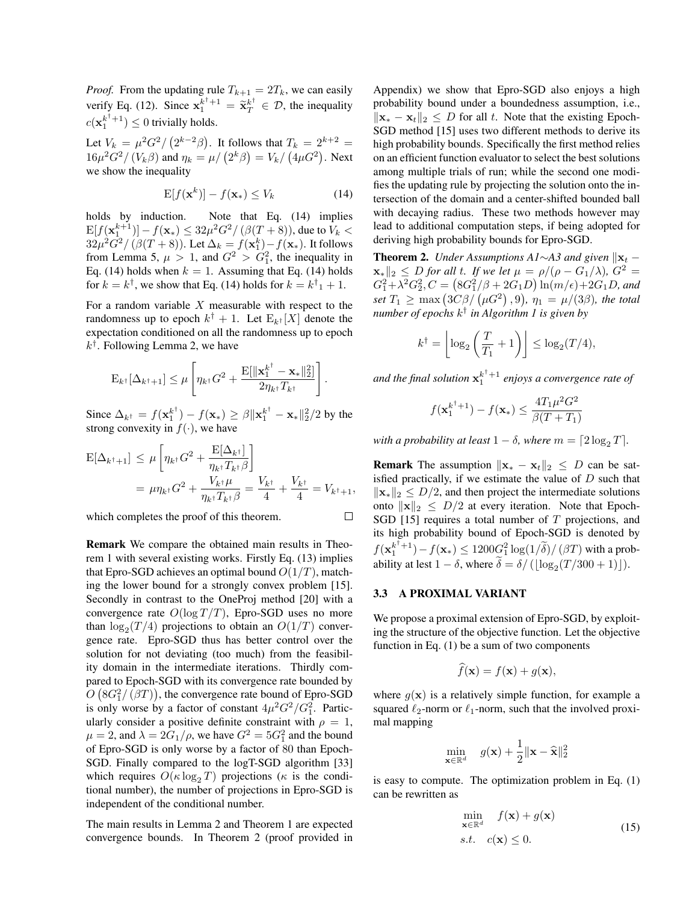*Proof.* From the updating rule $T_{k+1} = 2T_k$, we can easily verify Eq. (12). Since $\mathbf{x}_1^{k^\dagger+1} = \widetilde{\mathbf{x}}_T^{k^\dagger} \in \mathcal{D}$, the inequality $c(\mathbf{x}_1^{k^\dagger+1}) \leq 0$ trivially holds.

Let $V_k = \mu^2 G^2 / \left(2^{k-2}\beta\right)$. It follows that $T_k = 2^{k+2} = 16\mu^2 G^2 / \left(V_k \beta\right)$ and $\eta_k = \mu / \left(2^k \beta\right) = V_k / \left(4\mu G^2\right)$. Next we show the inequality

$$\mathrm{E}[f(\mathbf{x}^k)] - f(\mathbf{x}_*) \leq V_k \tag{14}$$

holds by induction. Note that Eq. (14) implies $\mathrm{E}[f(\mathbf{x}_1^{k+1})] - f(\mathbf{x}_*) \leq 32\mu^2 G^2 / \left(\beta(T+8)\right)$, due to $V_k < 32\mu^2 G^2 / \left(\beta(T+8)\right)$. Let $\Delta_k = f(\mathbf{x}_1^k) - f(\mathbf{x}_*)$. It follows from Lemma 5, $\mu > 1$, and $G^2 > G_1^2$, the inequality in Eq. (14) holds when $k = 1$. Assuming that Eq. (14) holds for $k = k^\dagger$, we show that Eq. (14) holds for $k = k^\dagger{}_1 + 1$.

For a random variable $X$ measurable with respect to the randomness up to epoch $k^\dagger + 1$. Let $\mathrm{E}_{k^\dagger}[X]$ denote the expectation conditioned on all the randomness up to epoch $k^\dagger$. Following Lemma 2, we have

$$\mathrm{E}_{k^\dagger}[\Delta_{k^\dagger+1}] \leq \mu \left[ \eta_{k^\dagger} G^2 + \frac{\mathrm{E}[\|\mathbf{x}_1^{k^\dagger} - \mathbf{x}_*\|_2^2]}{2\eta_{k^\dagger} T_{k^\dagger}} \right].$$

Since $\Delta_{k^\dagger} = f(\mathbf{x}_1^{k^\dagger}) - f(\mathbf{x}_*) \geq \beta \|\mathbf{x}_1^{k^\dagger} - \mathbf{x}_*\|_2^2 / 2$ by the strong convexity in $f(\cdot)$, we have

$$\begin{aligned}
\mathrm{E}[\Delta_{k^\dagger+1}] &\leq \mu \left[ \eta_{k^\dagger} G^2 + \frac{\mathrm{E}[\Delta_{k^\dagger}]}{\eta_{k^\dagger} T_{k^\dagger} \beta} \right] \\
&= \mu \eta_{k^\dagger} G^2 + \frac{V_{k^\dagger} \mu}{\eta_{k^\dagger} T_{k^\dagger} \beta} = \frac{V_{k^\dagger}}{4} + \frac{V_{k^\dagger}}{4} = V_{k^\dagger+1},
\end{aligned}$$

which completes the proof of this theorem. □

**Remark** We compare the obtained main results in Theorem 1 with several existing works. Firstly Eq. (13) implies that Epro-SGD achieves an optimal bound $O(1/T)$, matching the lower bound for a strongly convex problem [15]. Secondly in contrast to the OneProj method [20] with a convergence rate $O(\log T / T)$, Epro-SGD uses no more than $\log_2(T/4)$ projections to obtain an $O(1/T)$ convergence rate. Epro-SGD thus has better control over the solution for not deviating (too much) from the feasibility domain in the intermediate iterations. Thirdly compared to Epoch-SGD with its convergence rate bounded by $O\left(8G_1^2 / (\beta T)\right)$, the convergence rate bound of Epro-SGD is only worse by a factor of constant $4\mu^2 G^2 / G_1^2$. Particularly consider a positive definite constraint with $\rho = 1$, $\mu = 2$, and $\lambda = 2G_1/\rho$, we have $G^2 = 5G_1^2$ and the bound of Epro-SGD is only worse by a factor of $80$ than Epoch-SGD. Finally compared to the logT-SGD algorithm [33] which requires $O(\kappa \log_2 T)$ projections ($\kappa$ is the conditional number), the number of projections in Epro-SGD is independent of the conditional number.

The main results in Lemma 2 and Theorem 1 are expected convergence bounds. In Theorem 2 (proof provided in Appendix) we show that Epro-SGD also enjoys a high probability bound under a boundedness assumption, i.e., $\|\mathbf{x}_* - \mathbf{x}_t\|_2 \leq D$ for all $t$. Note that the existing Epoch-SGD method [15] uses two different methods to derive its high probability bounds. Specifically the first method relies on an efficient function evaluator to select the best solutions among multiple trials of run; while the second one modifies the updating rule by projecting the solution onto the intersection of the domain and a center-shifted bounded ball with decaying radius. These two methods however may lead to additional computation steps, if being adopted for deriving high probability bounds for Epro-SGD.

**Theorem 2.** *Under Assumptions A1∼A3 and given $\|\mathbf{x}_t - \mathbf{x}_*\|_2 \leq D$ for all $t$. If we let $\mu = \rho/(\rho - G_1/\lambda)$, $G^2 = G_1^2 + \lambda^2 G_2^2$, $C = \left(8G_1^2/\beta + 2G_1 D\right) \ln(m/\epsilon) + 2G_1 D$, and set $T_1 \geq \max\left(3C\beta / \left(\mu G^2\right), 9\right)$, $\eta_1 = \mu/(3\beta)$, the total number of epochs $k^\dagger$ in Algorithm 1 is given by*

$$k^\dagger = \left\lfloor \log_2 \left( \frac{T}{T_1} + 1 \right) \right\rfloor \leq \log_2(T/4),$$

*and the final solution $\mathbf{x}_1^{k^\dagger+1}$ enjoys a convergence rate of*

$$f(\mathbf{x}_1^{k^\dagger+1}) - f(\mathbf{x}_*) \leq \frac{4T_1 \mu^2 G^2}{\beta(T + T_1)}$$

*with a probability at least $1 - \delta$, where $m = \lceil 2\log_2 T \rceil$.*

**Remark** The assumption $\|\mathbf{x}_* - \mathbf{x}_t\|_2 \leq D$ can be satisfied practically, if we estimate the value of $D$ such that $\|\mathbf{x}_*\|_2 \leq D/2$, and then project the intermediate solutions onto $\|\mathbf{x}\|_2 \leq D/2$ at every iteration. Note that Epoch-SGD [15] requires a total number of $T$ projections, and its high probability bound of Epoch-SGD is denoted by $f(\mathbf{x}_1^{k^\dagger+1}) - f(\mathbf{x}_*) \leq 1200 G_1^2 \log(1/\widetilde{\delta}) / (\beta T)$ with a probability at lest $1 - \delta$, where $\widetilde{\delta} = \delta / \left(\lfloor \log_2(T/300 + 1) \rfloor\right)$.

### 3.3 A PROXIMAL VARIANT

We propose a proximal extension of Epro-SGD, by exploiting the structure of the objective function. Let the objective function in Eq. (1) be a sum of two components

$$\widehat{f}(\mathbf{x}) = f(\mathbf{x}) + g(\mathbf{x}),$$

where $g(\mathbf{x})$ is a relatively simple function, for example a squared $\ell_2$-norm or $\ell_1$-norm, such that the involved proximal mapping

$$\min_{\mathbf{x} \in \mathbb{R}^d} \quad g(\mathbf{x}) + \frac{1}{2}\|\mathbf{x} - \widehat{\mathbf{x}}\|_2^2$$

is easy to compute. The optimization problem in Eq. (1) can be rewritten as

$$\begin{aligned}
\min_{\mathbf{x} \in \mathbb{R}^d} \quad & f(\mathbf{x}) + g(\mathbf{x}) \\
s.t. \quad & c(\mathbf{x}) \leq 0.
\end{aligned} \tag{15}$$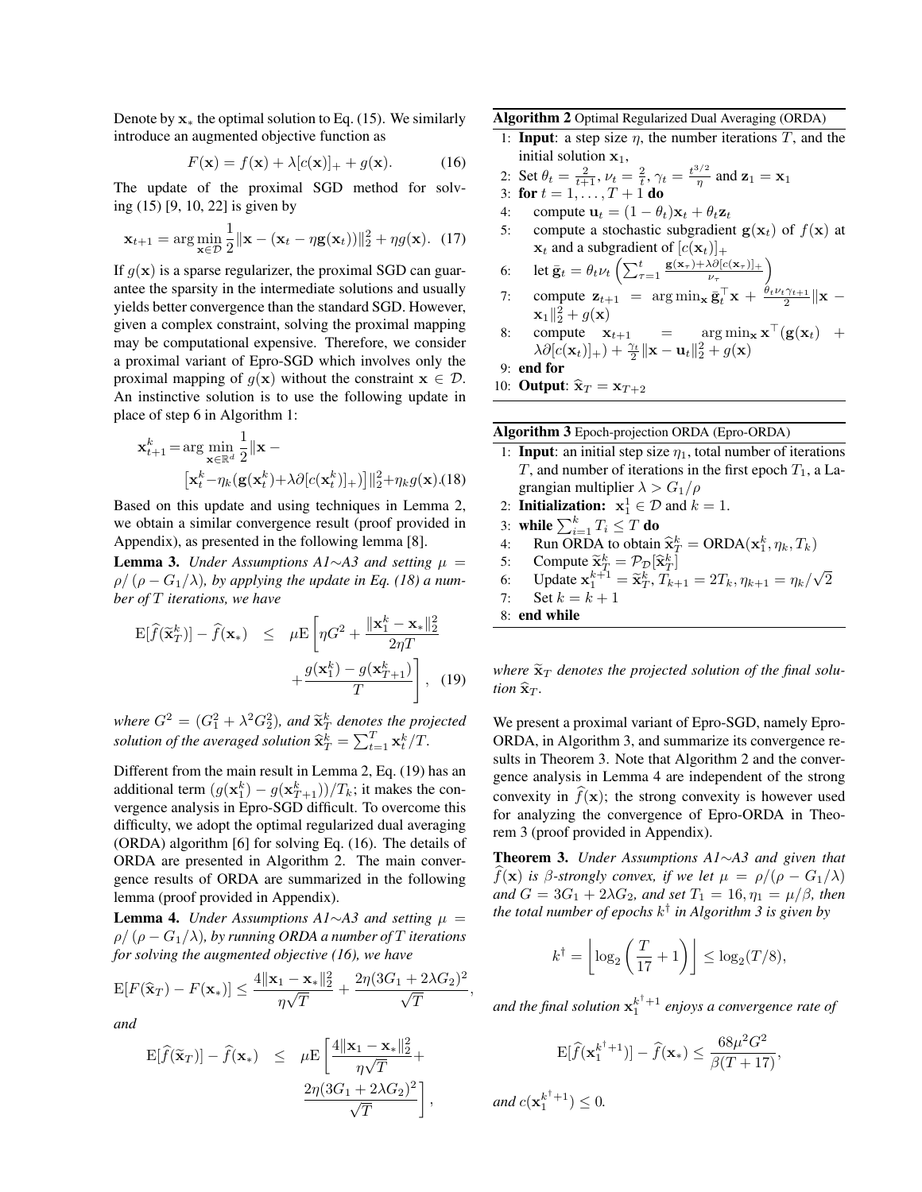Denote by $\mathbf{x}_*$ the optimal solution to Eq. (15). We similarly introduce an augmented objective function as

$$F(\mathbf{x}) = f(\mathbf{x}) + \lambda[c(\mathbf{x})]_+ + g(\mathbf{x}). \quad (16)$$

The update of the proximal SGD method for solving (15) [9, 10, 22] is given by

$$\mathbf{x}_{t+1} = \arg\min_{\mathbf{x}\in\mathcal{D}} \frac{1}{2}\|\mathbf{x} - (\mathbf{x}_t - \eta\mathbf{g}(\mathbf{x}_t))\|_2^2 + \eta g(\mathbf{x}). \quad (17)$$

If $g(\mathbf{x})$ is a sparse regularizer, the proximal SGD can guarantee the sparsity in the intermediate solutions and usually yields better convergence than the standard SGD. However, given a complex constraint, solving the proximal mapping may be computational expensive. Therefore, we consider a proximal variant of Epro-SGD which involves only the proximal mapping of $g(\mathbf{x})$ without the constraint $\mathbf{x} \in \mathcal{D}$. An instinctive solution is to use the following update in place of step 6 in Algorithm 1:

$$\mathbf{x}_{t+1}^k = \arg\min_{\mathbf{x}\in\mathbb{R}^d} \frac{1}{2}\|\mathbf{x} - \left[\mathbf{x}_t^k - \eta_k(\mathbf{g}(\mathbf{x}_t^k) + \lambda\partial[c(\mathbf{x}_t^k)]_+)\right]\|_2^2 + \eta_k g(\mathbf{x}). \quad (18)$$

Based on this update and using techniques in Lemma 2, we obtain a similar convergence result (proof provided in Appendix), as presented in the following lemma [8].

**Lemma 3.** *Under Assumptions A1∼A3 and setting* $\mu = \rho/(\rho - G_1/\lambda)$*, by applying the update in Eq. (18) a number of* $T$ *iterations, we have*

$$\mathrm{E}[\widehat{f}(\widetilde{\mathbf{x}}_T^k)] - \widehat{f}(\mathbf{x}_*) \leq \mu \mathrm{E}\left[\eta G^2 + \frac{\|\mathbf{x}_1^k - \mathbf{x}_*\|_2^2}{2\eta T} + \frac{g(\mathbf{x}_1^k) - g(\mathbf{x}_{T+1}^k)}{T}\right], \quad (19)$$

*where* $G^2 = (G_1^2 + \lambda^2 G_2^2)$*, and* $\widetilde{\mathbf{x}}_T^k$ *denotes the projected solution of the averaged solution* $\widehat{\mathbf{x}}_T^k = \sum_{t=1}^T \mathbf{x}_t^k / T$.

Different from the main result in Lemma 2, Eq. (19) has an additional term $(g(\mathbf{x}_1^k) - g(\mathbf{x}_{T+1}^k))/T_k$; it makes the convergence analysis in Epro-SGD difficult. To overcome this difficulty, we adopt the optimal regularized dual averaging (ORDA) algorithm [6] for solving Eq. (16). The details of ORDA are presented in Algorithm 2. The main convergence results of ORDA are summarized in the following lemma (proof provided in Appendix).

**Lemma 4.** *Under Assumptions A1∼A3 and setting* $\mu = \rho/(\rho - G_1/\lambda)$*, by running ORDA a number of* $T$ *iterations for solving the augmented objective (16), we have*

$$\mathrm{E}[F(\widehat{\mathbf{x}}_T) - F(\mathbf{x}_*)] \leq \frac{4\|\mathbf{x}_1 - \mathbf{x}_*\|_2^2}{\eta\sqrt{T}} + \frac{2\eta(3G_1 + 2\lambda G_2)^2}{\sqrt{T}},$$

*and*

$$\mathrm{E}[\widehat{f}(\widetilde{\mathbf{x}}_T)] - \widehat{f}(\mathbf{x}_*) \leq \mu \mathrm{E}\left[\frac{4\|\mathbf{x}_1 - \mathbf{x}_*\|_2^2}{\eta\sqrt{T}} + \frac{2\eta(3G_1 + 2\lambda G_2)^2}{\sqrt{T}}\right],$$

*where* $\widetilde{\mathbf{x}}_T$ *denotes the projected solution of the final solution* $\widehat{\mathbf{x}}_T$.

**Algorithm 2** Optimal Regularized Dual Averaging (ORDA)

1: **Input**: a step size $\eta$, the number iterations $T$, and the initial solution $\mathbf{x}_1$,
2: Set $\theta_t = \frac{2}{t+1}$, $\nu_t = \frac{2}{t}$, $\gamma_t = \frac{t^{3/2}}{\eta}$ and $\mathbf{z}_1 = \mathbf{x}_1$
3: **for** $t = 1, \ldots, T+1$ **do**
4: compute $\mathbf{u}_t = (1-\theta_t)\mathbf{x}_t + \theta_t\mathbf{z}_t$
5: compute a stochastic subgradient $\mathbf{g}(\mathbf{x}_t)$ of $f(\mathbf{x})$ at $\mathbf{x}_t$ and a subgradient of $[c(\mathbf{x}_t)]_+$
6: let $\bar{\mathbf{g}}_t = \theta_t\nu_t\left(\sum_{\tau=1}^t \frac{\mathbf{g}(\mathbf{x}_\tau) + \lambda\partial[c(\mathbf{x}_\tau)]_+}{\nu_\tau}\right)$
7: compute $\mathbf{z}_{t+1} = \arg\min_{\mathbf{x}} \bar{\mathbf{g}}_t^\top \mathbf{x} + \frac{\theta_t\nu_t\gamma_{t+1}}{2}\|\mathbf{x} - \mathbf{x}_1\|_2^2 + g(\mathbf{x})$
8: compute $\mathbf{x}_{t+1} = \arg\min_{\mathbf{x}} \mathbf{x}^\top(\mathbf{g}(\mathbf{x}_t) + \lambda\partial[c(\mathbf{x}_t)]_+) + \frac{\gamma_t}{2}\|\mathbf{x} - \mathbf{u}_t\|_2^2 + g(\mathbf{x})$
9: **end for**
10: **Output**: $\widehat{\mathbf{x}}_T = \mathbf{x}_{T+2}$

**Algorithm 3** Epoch-projection ORDA (Epro-ORDA)

1: **Input**: an initial step size $\eta_1$, total number of iterations $T$, and number of iterations in the first epoch $T_1$, a Lagrangian multiplier $\lambda > G_1/\rho$
2: **Initialization:** $\mathbf{x}_1^1 \in \mathcal{D}$ and $k = 1$.
3: **while** $\sum_{i=1}^k T_i \leq T$ **do**
4: Run ORDA to obtain $\widehat{\mathbf{x}}_T^k = \mathrm{ORDA}(\mathbf{x}_1^k, \eta_k, T_k)$
5: Compute $\widetilde{\mathbf{x}}_T^k = \mathcal{P}_{\mathcal{D}}[\widehat{\mathbf{x}}_T^k]$
6: Update $\mathbf{x}_1^{k+1} = \widetilde{\mathbf{x}}_T^k$, $T_{k+1} = 2T_k$, $\eta_{k+1} = \eta_k/\sqrt{2}$
7: Set $k = k+1$
8: **end while**

We present a proximal variant of Epro-SGD, namely Epro-ORDA, in Algorithm 3, and summarize its convergence results in Theorem 3. Note that Algorithm 2 and the convergence analysis in Lemma 4 are independent of the strong convexity in $\widehat{f}(\mathbf{x})$; the strong convexity is however used for analyzing the convergence of Epro-ORDA in Theorem 3 (proof provided in Appendix).

**Theorem 3.** *Under Assumptions A1∼A3 and given that* $\widehat{f}(\mathbf{x})$ *is* $\beta$*-strongly convex, if we let* $\mu = \rho/(\rho - G_1/\lambda)$ *and* $G = 3G_1 + 2\lambda G_2$*, and set* $T_1 = 16, \eta_1 = \mu/\beta$*, then the total number of epochs* $k^\dagger$ *in Algorithm 3 is given by*

$$k^\dagger = \left\lfloor \log_2\left(\frac{T}{17} + 1\right)\right\rfloor \leq \log_2(T/8),$$

*and the final solution* $\mathbf{x}_1^{k^\dagger+1}$ *enjoys a convergence rate of*

$$\mathrm{E}[\widehat{f}(\mathbf{x}_1^{k^\dagger+1})] - \widehat{f}(\mathbf{x}_*) \leq \frac{68\mu^2 G^2}{\beta(T+17)},$$

*and* $c(\mathbf{x}_1^{k^\dagger+1}) \leq 0$.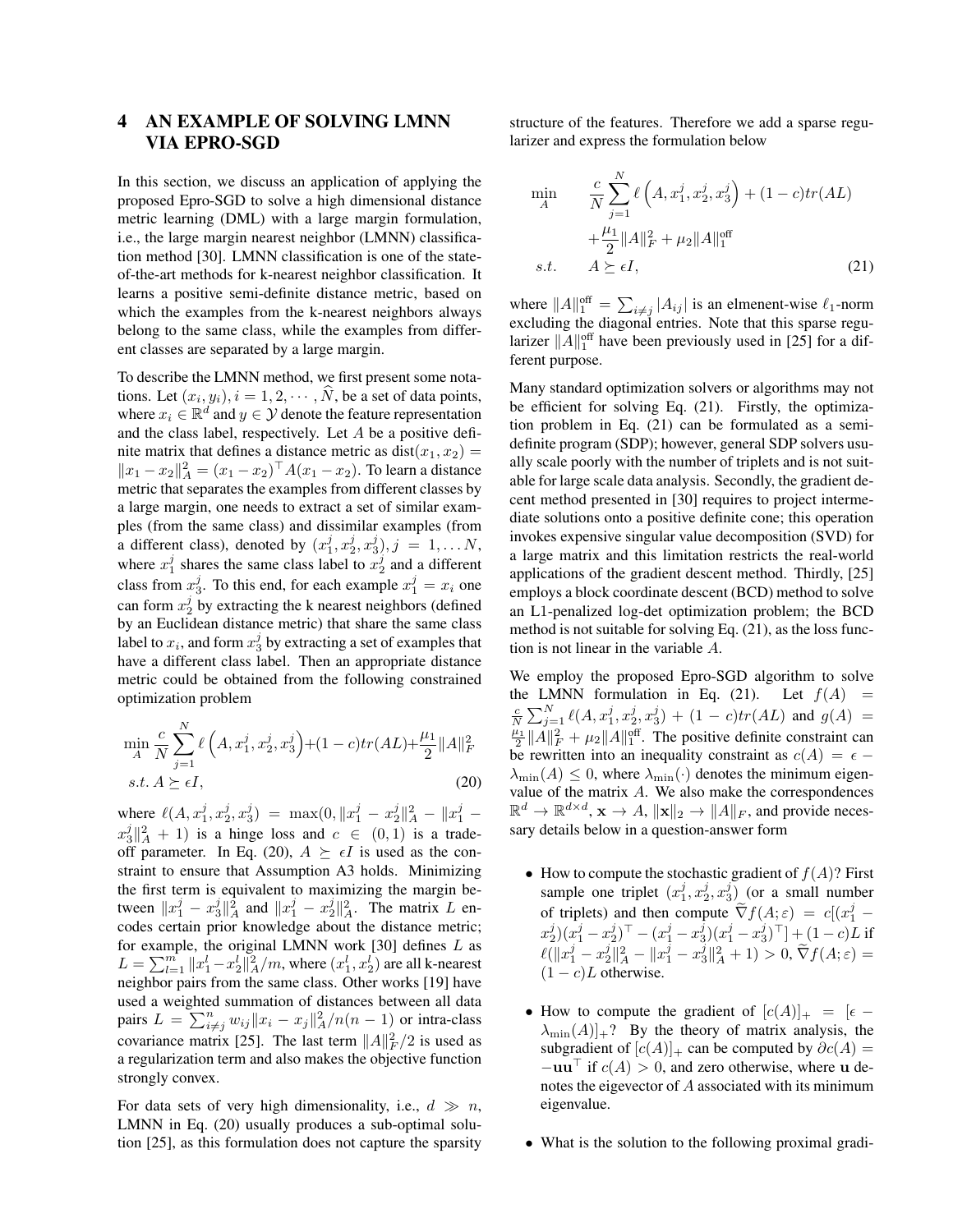## 4 AN EXAMPLE OF SOLVING LMNN VIA EPRO-SGD

In this section, we discuss an application of applying the proposed Epro-SGD to solve a high dimensional distance metric learning (DML) with a large margin formulation, i.e., the large margin nearest neighbor (LMNN) classification method [30]. LMNN classification is one of the state-of-the-art methods for k-nearest neighbor classification. It learns a positive semi-definite distance metric, based on which the examples from the k-nearest neighbors always belong to the same class, while the examples from different classes are separated by a large margin.

To describe the LMNN method, we first present some notations. Let $(x_i, y_i), i = 1, 2, \cdots, \widehat{N}$, be a set of data points, where $x_i \in \mathbb{R}^d$ and $y \in \mathcal{Y}$ denote the feature representation and the class label, respectively. Let $A$ be a positive definite matrix that defines a distance metric as $\text{dist}(x_1, x_2) = \|x_1 - x_2\|_A^2 = (x_1 - x_2)^\top A (x_1 - x_2)$. To learn a distance metric that separates the examples from different classes by a large margin, one needs to extract a set of similar examples (from the same class) and dissimilar examples (from a different class), denoted by $(x_1^j, x_2^j, x_3^j), j = 1, \ldots N$, where $x_1^j$ shares the same class label to $x_2^j$ and a different class from $x_3^j$. To this end, for each example $x_1^j = x_i$ one can form $x_2^j$ by extracting the k nearest neighbors (defined by an Euclidean distance metric) that share the same class label to $x_i$, and form $x_3^j$ by extracting a set of examples that have a different class label. Then an appropriate distance metric could be obtained from the following constrained optimization problem

$$\min_A \frac{c}{N} \sum_{j=1}^{N} \ell\left(A, x_1^j, x_2^j, x_3^j\right) + (1-c) tr(AL) + \frac{\mu_1}{2}\|A\|_F^2$$
$$s.t.\ A \succeq \epsilon I, \tag{20}$$

where $\ell(A, x_1^j, x_2^j, x_3^j) = \max(0, \|x_1^j - x_2^j\|_A^2 - \|x_1^j - x_3^j\|_A^2 + 1)$ is a hinge loss and $c \in (0, 1)$ is a trade-off parameter. In Eq. (20), $A \succeq \epsilon I$ is used as the constraint to ensure that Assumption A3 holds. Minimizing the first term is equivalent to maximizing the margin between $\|x_1^j - x_3^j\|_A^2$ and $\|x_1^j - x_2^j\|_A^2$. The matrix $L$ encodes certain prior knowledge about the distance metric; for example, the original LMNN work [30] defines $L$ as $L = \sum_{l=1}^{m} \|x_1^l - x_2^l\|_A^2/m$, where $(x_1^l, x_2^l)$ are all k-nearest neighbor pairs from the same class. Other works [19] have used a weighted summation of distances between all data pairs $L = \sum_{i \neq j}^{n} w_{ij}\|x_i - x_j\|_A^2/n(n-1)$ or intra-class covariance matrix [25]. The last term $\|A\|_F^2/2$ is used as a regularization term and also makes the objective function strongly convex.

For data sets of very high dimensionality, i.e., $d \gg n$, LMNN in Eq. (20) usually produces a sub-optimal solution [25], as this formulation does not capture the sparsity structure of the features. Therefore we add a sparse regularizer and express the formulation below

$$\begin{aligned}
\min_A \quad & \frac{c}{N} \sum_{j=1}^{N} \ell\left(A, x_1^j, x_2^j, x_3^j\right) + (1-c) tr(AL) \\
& + \frac{\mu_1}{2}\|A\|_F^2 + \mu_2\|A\|_1^{\text{off}} \\
s.t. \quad & A \succeq \epsilon I,
\end{aligned} \tag{21}$$

where $\|A\|_1^{\text{off}} = \sum_{i \neq j} |A_{ij}|$ is an elmenent-wise $\ell_1$-norm excluding the diagonal entries. Note that this sparse regularizer $\|A\|_1^{\text{off}}$ have been previously used in [25] for a different purpose.

Many standard optimization solvers or algorithms may not be efficient for solving Eq. (21). Firstly, the optimization problem in Eq. (21) can be formulated as a semi-definite program (SDP); however, general SDP solvers usually scale poorly with the number of triplets and is not suitable for large scale data analysis. Secondly, the gradient descent method presented in [30] requires to project intermediate solutions onto a positive definite cone; this operation invokes expensive singular value decomposition (SVD) for a large matrix and this limitation restricts the real-world applications of the gradient descent method. Thirdly, [25] employs a block coordinate descent (BCD) method to solve an L1-penalized log-det optimization problem; the BCD method is not suitable for solving Eq. (21), as the loss function is not linear in the variable $A$.

We employ the proposed Epro-SGD algorithm to solve the LMNN formulation in Eq. (21). Let $f(A) = \frac{c}{N}\sum_{j=1}^{N} \ell(A, x_1^j, x_2^j, x_3^j) + (1-c)tr(AL)$ and $g(A) = \frac{\mu_1}{2}\|A\|_F^2 + \mu_2\|A\|_1^{\text{off}}$. The positive definite constraint can be rewritten into an inequality constraint as $c(A) = \epsilon - \lambda_{\min}(A) \leq 0$, where $\lambda_{\min}(\cdot)$ denotes the minimum eigenvalue of the matrix $A$. We also make the correspondences $\mathbb{R}^d \to \mathbb{R}^{d \times d}$, $\mathbf{x} \to A$, $\|\mathbf{x}\|_2 \to \|A\|_F$, and provide necessary details below in a question-answer form

- How to compute the stochastic gradient of $f(A)$? First sample one triplet $(x_1^j, x_2^j, x_3^j)$ (or a small number of triplets) and then compute $\widetilde{\nabla} f(A; \varepsilon) = c[(x_1^j - x_2^j)(x_1^j - x_2^j)^\top - (x_1^j - x_3^j)(x_1^j - x_3^j)^\top] + (1-c)L$ if $\ell(\|x_1^j - x_2^j\|_A^2 - \|x_1^j - x_3^j\|_A^2 + 1) > 0$, $\widetilde{\nabla} f(A; \varepsilon) = (1-c)L$ otherwise.
- How to compute the gradient of $[c(A)]_+ = [\epsilon - \lambda_{\min}(A)]_+$? By the theory of matrix analysis, the subgradient of $[c(A)]_+$ can be computed by $\partial c(A) = -\mathbf{u}\mathbf{u}^\top$ if $c(A) > 0$, and zero otherwise, where $\mathbf{u}$ denotes the eigevector of $A$ associated with its minimum eigenvalue.
- What is the solution to the following proximal gradi-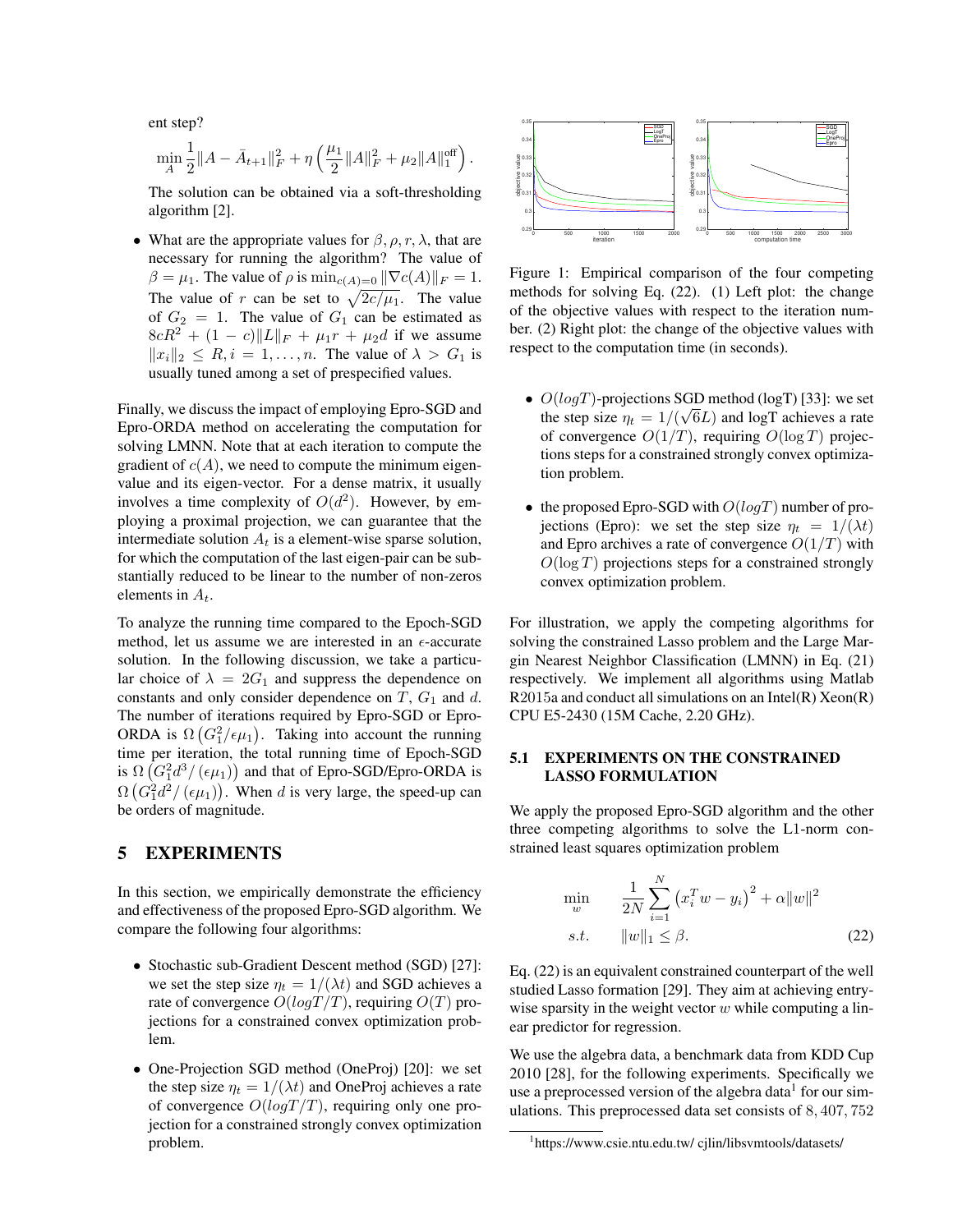ent step?

$$\min_A \frac{1}{2}\|A - \bar{A}_{t+1}\|_F^2 + \eta\left(\frac{\mu_1}{2}\|A\|_F^2 + \mu_2\|A\|_1^{\text{off}}\right).$$

The solution can be obtained via a soft-thresholding algorithm [2].

- What are the appropriate values for $\beta, \rho, r, \lambda$, that are necessary for running the algorithm? The value of $\beta = \mu_1$. The value of $\rho$ is $\min_{c(A)=0} \|\nabla c(A)\|_F = 1$. The value of $r$ can be set to $\sqrt{2c/\mu_1}$. The value of $G_2 = 1$. The value of $G_1$ can be estimated as $8cR^2 + (1-c)\|L\|_F + \mu_1 r + \mu_2 d$ if we assume $\|x_i\|_2 \leq R, i = 1, \ldots, n$. The value of $\lambda > G_1$ is usually tuned among a set of prespecified values.

Finally, we discuss the impact of employing Epro-SGD and Epro-ORDA method on accelerating the computation for solving LMNN. Note that at each iteration to compute the gradient of $c(A)$, we need to compute the minimum eigenvalue and its eigen-vector. For a dense matrix, it usually involves a time complexity of $O(d^2)$. However, by employing a proximal projection, we can guarantee that the intermediate solution $A_t$ is a element-wise sparse solution, for which the computation of the last eigen-pair can be substantially reduced to be linear to the number of non-zeros elements in $A_t$.

To analyze the running time compared to the Epoch-SGD method, let us assume we are interested in an $\epsilon$-accurate solution. In the following discussion, we take a particular choice of $\lambda = 2G_1$ and suppress the dependence on constants and only consider dependence on $T$, $G_1$ and $d$. The number of iterations required by Epro-SGD or Epro-ORDA is $\Omega\left(G_1^2/\epsilon\mu_1\right)$. Taking into account the running time per iteration, the total running time of Epoch-SGD is $\Omega\left(G_1^2 d^3/\left(\epsilon\mu_1\right)\right)$ and that of Epro-SGD/Epro-ORDA is $\Omega\left(G_1^2 d^2/\left(\epsilon\mu_1\right)\right)$. When $d$ is very large, the speed-up can be orders of magnitude.

# 5 EXPERIMENTS

In this section, we empirically demonstrate the efficiency and effectiveness of the proposed Epro-SGD algorithm. We compare the following four algorithms:

- Stochastic sub-Gradient Descent method (SGD) [27]: we set the step size $\eta_t = 1/(\lambda t)$ and SGD achieves a rate of convergence $O(logT/T)$, requiring $O(T)$ projections for a constrained convex optimization problem.
- One-Projection SGD method (OneProj) [20]: we set the step size $\eta_t = 1/(\lambda t)$ and OneProj achieves a rate of convergence $O(logT/T)$, requiring only one projection for a constrained strongly convex optimization problem.
- $O(logT)$-projections SGD method (logT) [33]: we set the step size $\eta_t = 1/(\sqrt{6}L)$ and logT achieves a rate of convergence $O(1/T)$, requiring $O(\log T)$ projections steps for a constrained strongly convex optimization problem.
- the proposed Epro-SGD with $O(logT)$ number of projections (Epro): we set the step size $\eta_t = 1/(\lambda t)$ and Epro archives a rate of convergence $O(1/T)$ with $O(\log T)$ projections steps for a constrained strongly convex optimization problem.

Figure 1: Empirical comparison of the four competing methods for solving Eq. (22). (1) Left plot: the change of the objective values with respect to the iteration number. (2) Right plot: the change of the objective values with respect to the computation time (in seconds).

For illustration, we apply the competing algorithms for solving the constrained Lasso problem and the Large Margin Nearest Neighbor Classification (LMNN) in Eq. (21) respectively. We implement all algorithms using Matlab R2015a and conduct all simulations on an Intel(R) Xeon(R) CPU E5-2430 (15M Cache, 2.20 GHz).

## 5.1 EXPERIMENTS ON THE CONSTRAINED LASSO FORMULATION

We apply the proposed Epro-SGD algorithm and the other three competing algorithms to solve the L1-norm constrained least squares optimization problem

$$\begin{aligned} \min_w \quad & \frac{1}{2N}\sum_{i=1}^N \left(x_i^T w - y_i\right)^2 + \alpha\|w\|^2 \\ s.t. \quad & \|w\|_1 \leq \beta. \end{aligned} \tag{22}$$

Eq. (22) is an equivalent constrained counterpart of the well studied Lasso formation [29]. They aim at achieving entry-wise sparsity in the weight vector $w$ while computing a linear predictor for regression.

We use the algebra data, a benchmark data from KDD Cup 2010 [28], for the following experiments. Specifically we use a preprocessed version of the algebra data[1] for our simulations. This preprocessed data set consists of 8,407,752

[1] https://www.csie.ntu.edu.tw/ cjlin/libsvmtools/datasets/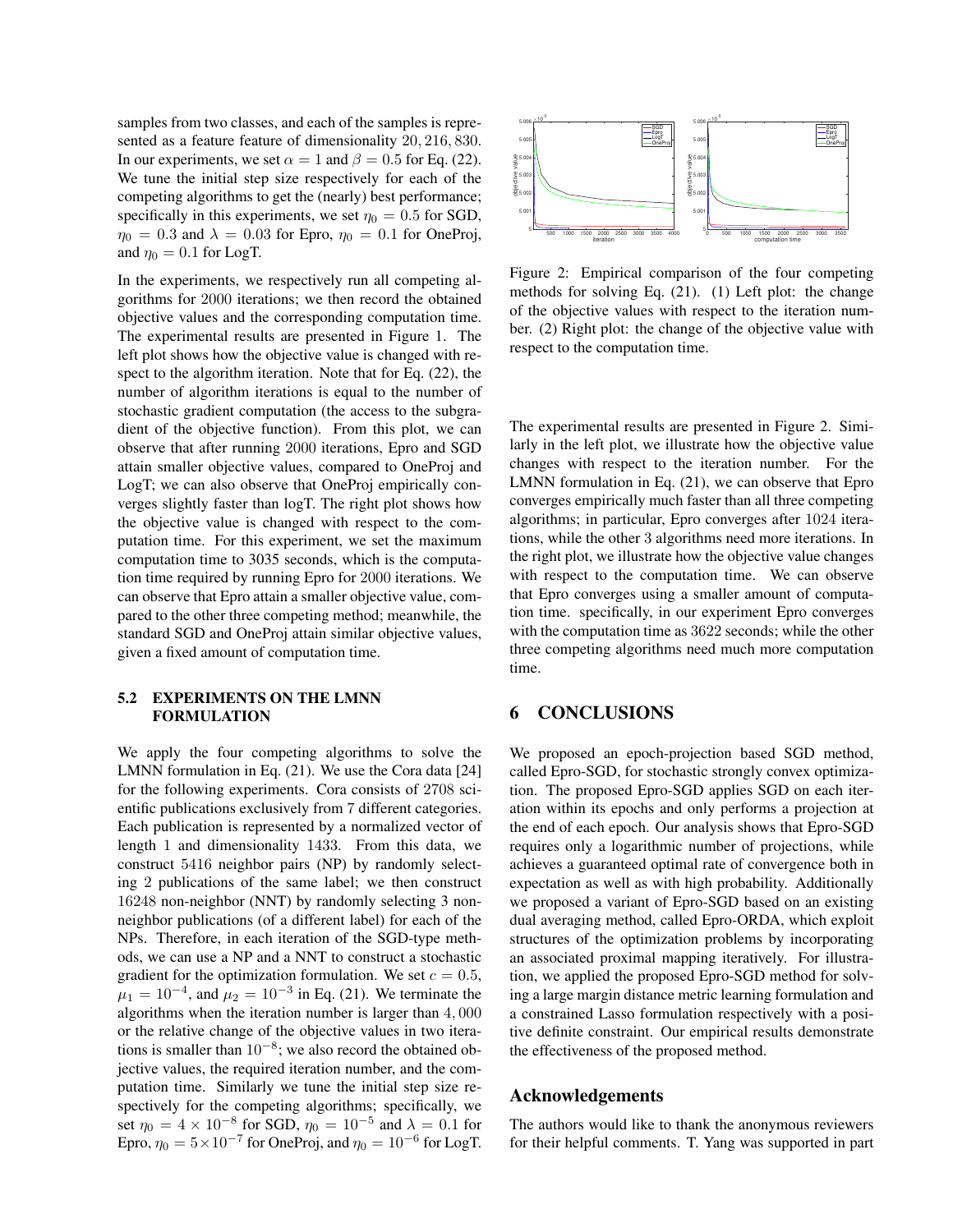samples from two classes, and each of the samples is represented as a feature feature of dimensionality $20, 216, 830$. In our experiments, we set $\alpha = 1$ and $\beta = 0.5$ for Eq. (22). We tune the initial step size respectively for each of the competing algorithms to get the (nearly) best performance; specifically in this experiments, we set $\eta_0 = 0.5$ for SGD, $\eta_0 = 0.3$ and $\lambda = 0.03$ for Epro, $\eta_0 = 0.1$ for OneProj, and $\eta_0 = 0.1$ for LogT.

In the experiments, we respectively run all competing algorithms for $2000$ iterations; we then record the obtained objective values and the corresponding computation time. The experimental results are presented in Figure 1. The left plot shows how the objective value is changed with respect to the algorithm iteration. Note that for Eq. (22), the number of algorithm iterations is equal to the number of stochastic gradient computation (the access to the subgradient of the objective function). From this plot, we can observe that after running $2000$ iterations, Epro and SGD attain smaller objective values, compared to OneProj and LogT; we can also observe that OneProj empirically converges slightly faster than logT. The right plot shows how the objective value is changed with respect to the computation time. For this experiment, we set the maximum computation time to $3035$ seconds, which is the computation time required by running Epro for $2000$ iterations. We can observe that Epro attain a smaller objective value, compared to the other three competing method; meanwhile, the standard SGD and OneProj attain similar objective values, given a fixed amount of computation time.

### 5.2 EXPERIMENTS ON THE LMNN FORMULATION

We apply the four competing algorithms to solve the LMNN formulation in Eq. (21). We use the Cora data [24] for the following experiments. Cora consists of $2708$ scientific publications exclusively from $7$ different categories. Each publication is represented by a normalized vector of length $1$ and dimensionality $1433$. From this data, we construct $5416$ neighbor pairs (NP) by randomly selecting $2$ publications of the same label; we then construct $16248$ non-neighbor (NNT) by randomly selecting $3$ non-neighbor publications (of a different label) for each of the NPs. Therefore, in each iteration of the SGD-type methods, we can use a NP and a NNT to construct a stochastic gradient for the optimization formulation. We set $c = 0.5$, $\mu_1 = 10^{-4}$, and $\mu_2 = 10^{-3}$ in Eq. (21). We terminate the algorithms when the iteration number is larger than $4,000$ or the relative change of the objective values in two iterations is smaller than $10^{-8}$; we also record the obtained objective values, the required iteration number, and the computation time. Similarly we tune the initial step size respectively for the competing algorithms; specifically, we set $\eta_0 = 4 \times 10^{-8}$ for SGD, $\eta_0 = 10^{-5}$ and $\lambda = 0.1$ for Epro, $\eta_0 = 5 \times 10^{-7}$ for OneProj, and $\eta_0 = 10^{-6}$ for LogT.

Figure 2: Empirical comparison of the four competing methods for solving Eq. (21). (1) Left plot: the change of the objective values with respect to the iteration number. (2) Right plot: the change of the objective value with respect to the computation time.

The experimental results are presented in Figure 2. Similarly in the left plot, we illustrate how the objective value changes with respect to the iteration number. For the LMNN formulation in Eq. (21), we can observe that Epro converges empirically much faster than all three competing algorithms; in particular, Epro converges after $1024$ iterations, while the other $3$ algorithms need more iterations. In the right plot, we illustrate how the objective value changes with respect to the computation time. We can observe that Epro converges using a smaller amount of computation time. specifically, in our experiment Epro converges with the computation time as $3622$ seconds; while the other three competing algorithms need much more computation time.

## 6 CONCLUSIONS

We proposed an epoch-projection based SGD method, called Epro-SGD, for stochastic strongly convex optimization. The proposed Epro-SGD applies SGD on each iteration within its epochs and only performs a projection at the end of each epoch. Our analysis shows that Epro-SGD requires only a logarithmic number of projections, while achieves a guaranteed optimal rate of convergence both in expectation as well as with high probability. Additionally we proposed a variant of Epro-SGD based on an existing dual averaging method, called Epro-ORDA, which exploit structures of the optimization problems by incorporating an associated proximal mapping iteratively. For illustration, we applied the proposed Epro-SGD method for solving a large margin distance metric learning formulation and a constrained Lasso formulation respectively with a positive definite constraint. Our empirical results demonstrate the effectiveness of the proposed method.

## Acknowledgements

The authors would like to thank the anonymous reviewers for their helpful comments. T. Yang was supported in part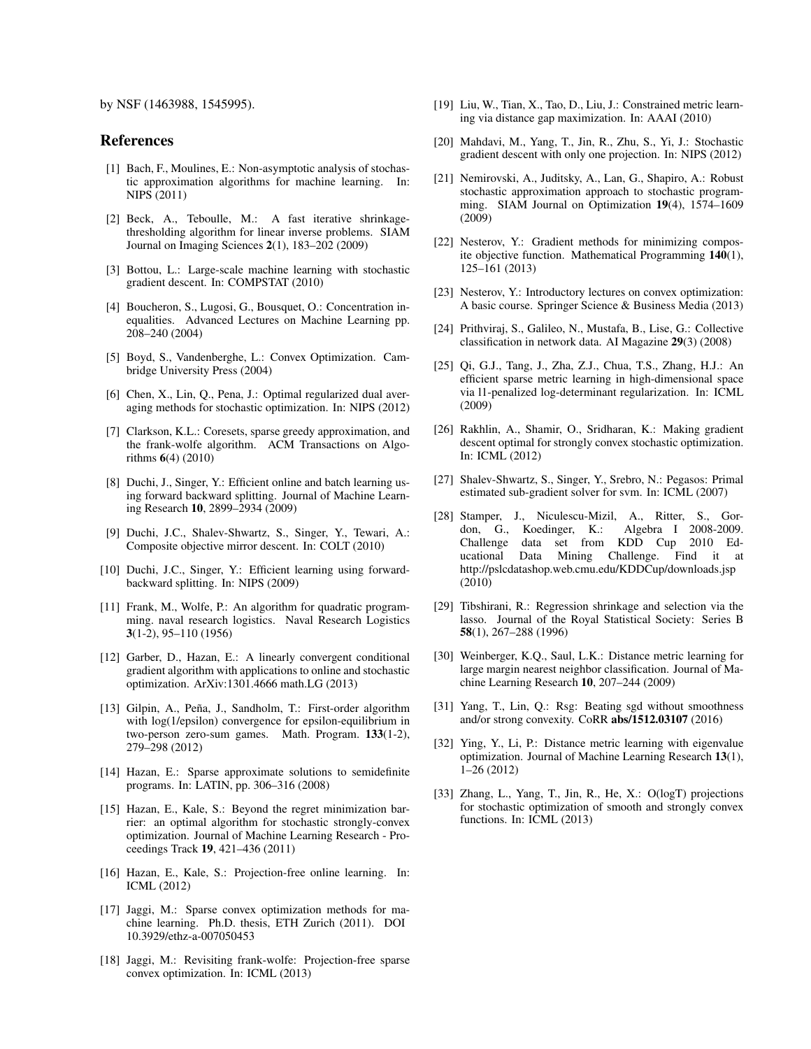by NSF (1463988, 1545995).

## References

[1] Bach, F., Moulines, E.: Non-asymptotic analysis of stochastic approximation algorithms for machine learning. In: NIPS (2011)

[2] Beck, A., Teboulle, M.: A fast iterative shrinkage-thresholding algorithm for linear inverse problems. SIAM Journal on Imaging Sciences **2**(1), 183–202 (2009)

[3] Bottou, L.: Large-scale machine learning with stochastic gradient descent. In: COMPSTAT (2010)

[4] Boucheron, S., Lugosi, G., Bousquet, O.: Concentration inequalities. Advanced Lectures on Machine Learning pp. 208–240 (2004)

[5] Boyd, S., Vandenberghe, L.: Convex Optimization. Cambridge University Press (2004)

[6] Chen, X., Lin, Q., Pena, J.: Optimal regularized dual averaging methods for stochastic optimization. In: NIPS (2012)

[7] Clarkson, K.L.: Coresets, sparse greedy approximation, and the frank-wolfe algorithm. ACM Transactions on Algorithms **6**(4) (2010)

[8] Duchi, J., Singer, Y.: Efficient online and batch learning using forward backward splitting. Journal of Machine Learning Research **10**, 2899–2934 (2009)

[9] Duchi, J.C., Shalev-Shwartz, S., Singer, Y., Tewari, A.: Composite objective mirror descent. In: COLT (2010)

[10] Duchi, J.C., Singer, Y.: Efficient learning using forward-backward splitting. In: NIPS (2009)

[11] Frank, M., Wolfe, P.: An algorithm for quadratic programming. naval research logistics. Naval Research Logistics **3**(1-2), 95–110 (1956)

[12] Garber, D., Hazan, E.: A linearly convergent conditional gradient algorithm with applications to online and stochastic optimization. ArXiv:1301.4666 math.LG (2013)

[13] Gilpin, A., Peña, J., Sandholm, T.: First-order algorithm with log(1/epsilon) convergence for epsilon-equilibrium in two-person zero-sum games. Math. Program. **133**(1-2), 279–298 (2012)

[14] Hazan, E.: Sparse approximate solutions to semidefinite programs. In: LATIN, pp. 306–316 (2008)

[15] Hazan, E., Kale, S.: Beyond the regret minimization barrier: an optimal algorithm for stochastic strongly-convex optimization. Journal of Machine Learning Research - Proceedings Track **19**, 421–436 (2011)

[16] Hazan, E., Kale, S.: Projection-free online learning. In: ICML (2012)

[17] Jaggi, M.: Sparse convex optimization methods for machine learning. Ph.D. thesis, ETH Zurich (2011). DOI 10.3929/ethz-a-007050453

[18] Jaggi, M.: Revisiting frank-wolfe: Projection-free sparse convex optimization. In: ICML (2013)

[19] Liu, W., Tian, X., Tao, D., Liu, J.: Constrained metric learning via distance gap maximization. In: AAAI (2010)

[20] Mahdavi, M., Yang, T., Jin, R., Zhu, S., Yi, J.: Stochastic gradient descent with only one projection. In: NIPS (2012)

[21] Nemirovski, A., Juditsky, A., Lan, G., Shapiro, A.: Robust stochastic approximation approach to stochastic programming. SIAM Journal on Optimization **19**(4), 1574–1609 (2009)

[22] Nesterov, Y.: Gradient methods for minimizing composite objective function. Mathematical Programming **140**(1), 125–161 (2013)

[23] Nesterov, Y.: Introductory lectures on convex optimization: A basic course. Springer Science & Business Media (2013)

[24] Prithviraj, S., Galileo, N., Mustafa, B., Lise, G.: Collective classification in network data. AI Magazine **29**(3) (2008)

[25] Qi, G.J., Tang, J., Zha, Z.J., Chua, T.S., Zhang, H.J.: An efficient sparse metric learning in high-dimensional space via l1-penalized log-determinant regularization. In: ICML (2009)

[26] Rakhlin, A., Shamir, O., Sridharan, K.: Making gradient descent optimal for strongly convex stochastic optimization. In: ICML (2012)

[27] Shalev-Shwartz, S., Singer, Y., Srebro, N.: Pegasos: Primal estimated sub-gradient solver for svm. In: ICML (2007)

[28] Stamper, J., Niculescu-Mizil, A., Ritter, S., Gordon, G., Koedinger, K.: Algebra I 2008-2009. Challenge data set from KDD Cup 2010 Educational Data Mining Challenge. Find it at http://pslcdatashop.web.cmu.edu/KDDCup/downloads.jsp (2010)

[29] Tibshirani, R.: Regression shrinkage and selection via the lasso. Journal of the Royal Statistical Society: Series B **58**(1), 267–288 (1996)

[30] Weinberger, K.Q., Saul, L.K.: Distance metric learning for large margin nearest neighbor classification. Journal of Machine Learning Research **10**, 207–244 (2009)

[31] Yang, T., Lin, Q.: Rsg: Beating sgd without smoothness and/or strong convexity. CoRR **abs/1512.03107** (2016)

[32] Ying, Y., Li, P.: Distance metric learning with eigenvalue optimization. Journal of Machine Learning Research **13**(1), 1–26 (2012)

[33] Zhang, L., Yang, T., Jin, R., He, X.: O(logT) projections for stochastic optimization of smooth and strongly convex functions. In: ICML (2013)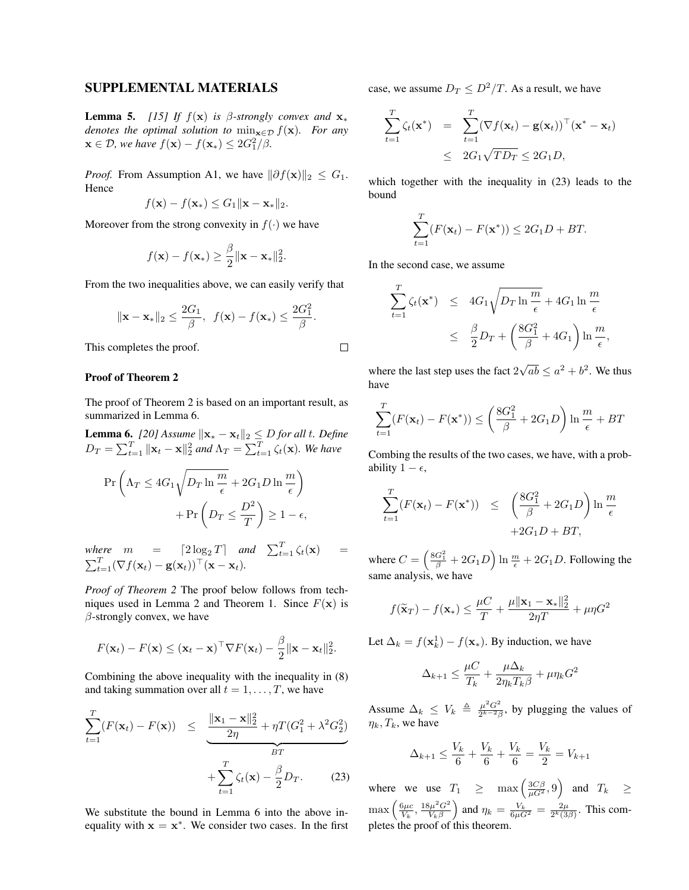## SUPPLEMENTAL MATERIALS

**Lemma 5.** *[15] If $f(\mathbf{x})$ is $\beta$-strongly convex and $\mathbf{x}_*$ denotes the optimal solution to $\min_{\mathbf{x}\in\mathcal{D}} f(\mathbf{x})$. For any $\mathbf{x} \in \mathcal{D}$, we have $f(\mathbf{x}) - f(\mathbf{x}_*) \leq 2G_1^2/\beta$.*

*Proof.* From Assumption A1, we have $\|\partial f(\mathbf{x})\|_2 \leq G_1$. Hence

$$f(\mathbf{x}) - f(\mathbf{x}_*) \leq G_1 \|\mathbf{x} - \mathbf{x}_*\|_2.$$

Moreover from the strong convexity in $f(\cdot)$ we have

$$f(\mathbf{x}) - f(\mathbf{x}_*) \geq \frac{\beta}{2}\|\mathbf{x} - \mathbf{x}_*\|_2^2.$$

From the two inequalities above, we can easily verify that

$$\|\mathbf{x} - \mathbf{x}_*\|_2 \leq \frac{2G_1}{\beta}, \;\; f(\mathbf{x}) - f(\mathbf{x}_*) \leq \frac{2G_1^2}{\beta}.$$

This completes the proof. □

### Proof of Theorem 2

The proof of Theorem 2 is based on an important result, as summarized in Lemma 6.

**Lemma 6.** *[20] Assume $\|\mathbf{x}_* - \mathbf{x}_t\|_2 \leq D$ for all $t$. Define $D_T = \sum_{t=1}^T \|\mathbf{x}_t - \mathbf{x}\|_2^2$ and $\Lambda_T = \sum_{t=1}^T \zeta_t(\mathbf{x})$. We have*

$$\Pr\left(\Lambda_T \leq 4G_1\sqrt{D_T \ln\frac{m}{\epsilon}} + 2G_1 D \ln\frac{m}{\epsilon}\right) + \Pr\left(D_T \leq \frac{D^2}{T}\right) \geq 1-\epsilon,$$

*where $m = \lceil 2\log_2 T \rceil$ and $\sum_{t=1}^T \zeta_t(\mathbf{x}) = \sum_{t=1}^T (\nabla f(\mathbf{x}_t) - \mathbf{g}(\mathbf{x}_t))^\top (\mathbf{x} - \mathbf{x}_t)$.*

*Proof of Theorem 2* The proof below follows from techniques used in Lemma 2 and Theorem 1. Since $F(\mathbf{x})$ is $\beta$-strongly convex, we have

$$F(\mathbf{x}_t) - F(\mathbf{x}) \leq (\mathbf{x}_t - \mathbf{x})^\top \nabla F(\mathbf{x}_t) - \frac{\beta}{2}\|\mathbf{x} - \mathbf{x}_t\|_2^2.$$

Combining the above inequality with the inequality in (8) and taking summation over all $t = 1, \ldots, T$, we have

$$\sum_{t=1}^T (F(\mathbf{x}_t) - F(\mathbf{x})) \leq \underbrace{\frac{\|\mathbf{x}_1 - \mathbf{x}\|_2^2}{2\eta} + \eta T(G_1^2 + \lambda^2 G_2^2)}_{BT} + \sum_{t=1}^T \zeta_t(\mathbf{x}) - \frac{\beta}{2} D_T. \tag{23}$$

We substitute the bound in Lemma 6 into the above inequality with $\mathbf{x} = \mathbf{x}^*$. We consider two cases. In the first case, we assume $D_T \leq D^2/T$. As a result, we have

$$\sum_{t=1}^T \zeta_t(\mathbf{x}^*) = \sum_{t=1}^T (\nabla f(\mathbf{x}_t) - \mathbf{g}(\mathbf{x}_t))^\top (\mathbf{x}^* - \mathbf{x}_t) \leq 2G_1\sqrt{TD_T} \leq 2G_1 D,$$

which together with the inequality in (23) leads to the bound

$$\sum_{t=1}^T (F(\mathbf{x}_t) - F(\mathbf{x}^*)) \leq 2G_1 D + BT.$$

In the second case, we assume

$$\sum_{t=1}^T \zeta_t(\mathbf{x}^*) \leq 4G_1\sqrt{D_T \ln\frac{m}{\epsilon}} + 4G_1 \ln\frac{m}{\epsilon} \leq \frac{\beta}{2} D_T + \left(\frac{8G_1^2}{\beta} + 4G_1\right)\ln\frac{m}{\epsilon},$$

where the last step uses the fact $2\sqrt{ab} \leq a^2 + b^2$. We thus have

$$\sum_{t=1}^T (F(\mathbf{x}_t) - F(\mathbf{x}^*)) \leq \left(\frac{8G_1^2}{\beta} + 2G_1 D\right)\ln\frac{m}{\epsilon} + BT$$

Combing the results of the two cases, we have, with a probability $1-\epsilon$,

$$\sum_{t=1}^T (F(\mathbf{x}_t) - F(\mathbf{x}^*)) \leq \left(\frac{8G_1^2}{\beta} + 2G_1 D\right)\ln\frac{m}{\epsilon} + 2G_1 D + BT,$$

where $C = \left(\frac{8G_1^2}{\beta} + 2G_1 D\right)\ln\frac{m}{\epsilon} + 2G_1 D$. Following the same analysis, we have

$$f(\widetilde{\mathbf{x}}_T) - f(\mathbf{x}_*) \leq \frac{\mu C}{T} + \frac{\mu\|\mathbf{x}_1 - \mathbf{x}_*\|_2^2}{2\eta T} + \mu\eta G^2$$

Let $\Delta_k = f(\mathbf{x}_k^1) - f(\mathbf{x}_*)$. By induction, we have

$$\Delta_{k+1} \leq \frac{\mu C}{T_k} + \frac{\mu \Delta_k}{2\eta_k T_k \beta} + \mu\eta_k G^2$$

Assume $\Delta_k \leq V_k \triangleq \frac{\mu^2 G^2}{2^{k-2}\beta}$, by plugging the values of $\eta_k, T_k$, we have

$$\Delta_{k+1} \leq \frac{V_k}{6} + \frac{V_k}{6} + \frac{V_k}{6} = \frac{V_k}{2} = V_{k+1}$$

where we use $T_1 \geq \max\left(\frac{3C\beta}{\mu G^2}, 9\right)$ and $T_k \geq \max\left(\frac{6\mu c}{V_k}, \frac{18\mu^2 G^2}{V_k \beta}\right)$ and $\eta_k = \frac{V_k}{6\mu G^2} = \frac{2\mu}{2^k(3\beta)}$. This completes the proof of this theorem.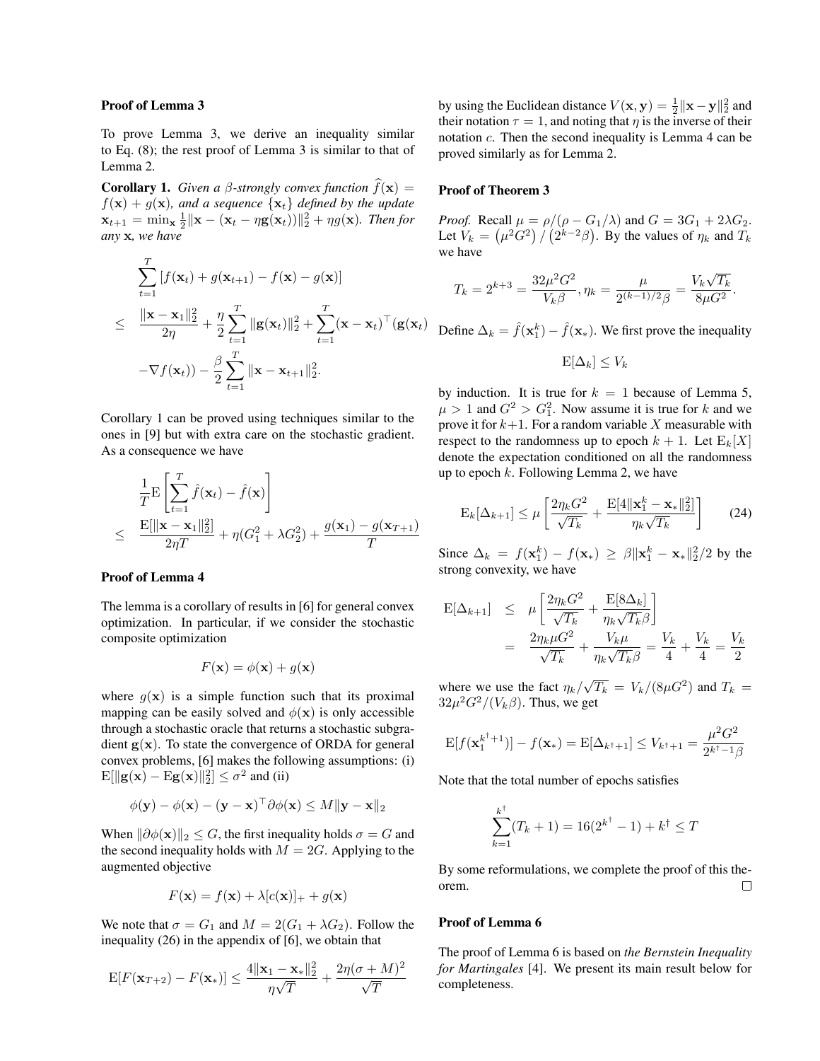**Proof of Lemma 3**

To prove Lemma 3, we derive an inequality similar to Eq. (8); the rest proof of Lemma 3 is similar to that of Lemma 2.

**Corollary 1.** *Given a $\beta$-strongly convex function $\widehat{f}(\mathbf{x}) = f(\mathbf{x}) + g(\mathbf{x})$, and a sequence $\{\mathbf{x}_t\}$ defined by the update $\mathbf{x}_{t+1} = \min_{\mathbf{x}} \frac{1}{2}\|\mathbf{x} - (\mathbf{x}_t - \eta \mathbf{g}(\mathbf{x}_t))\|_2^2 + \eta g(\mathbf{x})$. Then for any $\mathbf{x}$, we have*

$$
\begin{aligned}
&\sum_{t=1}^{T} [f(\mathbf{x}_t) + g(\mathbf{x}_{t+1}) - f(\mathbf{x}) - g(\mathbf{x})] \\
\leq \quad & \frac{\|\mathbf{x} - \mathbf{x}_1\|_2^2}{2\eta} + \frac{\eta}{2}\sum_{t=1}^{T} \|\mathbf{g}(\mathbf{x}_t)\|_2^2 + \sum_{t=1}^{T} (\mathbf{x} - \mathbf{x}_t)^\top (\mathbf{g}(\mathbf{x}_t) \\
& -\nabla f(\mathbf{x}_t)) - \frac{\beta}{2}\sum_{t=1}^{T} \|\mathbf{x} - \mathbf{x}_{t+1}\|_2^2.
\end{aligned}
$$

Corollary 1 can be proved using techniques similar to the ones in [9] but with extra care on the stochastic gradient. As a consequence we have

$$
\begin{aligned}
& \frac{1}{T}\mathrm{E}\left[\sum_{t=1}^{T} \hat{f}(\mathbf{x}_t) - \hat{f}(\mathbf{x})\right] \\
\leq \quad & \frac{\mathrm{E}[\|\mathbf{x} - \mathbf{x}_1\|_2^2]}{2\eta T} + \eta(G_1^2 + \lambda G_2^2) + \frac{g(\mathbf{x}_1) - g(\mathbf{x}_{T+1})}{T}
\end{aligned}
$$

**Proof of Lemma 4**

The lemma is a corollary of results in [6] for general convex optimization. In particular, if we consider the stochastic composite optimization

$$
F(\mathbf{x}) = \phi(\mathbf{x}) + g(\mathbf{x})
$$

where $g(\mathbf{x})$ is a simple function such that its proximal mapping can be easily solved and $\phi(\mathbf{x})$ is only accessible through a stochastic oracle that returns a stochastic subgradient $\mathbf{g}(\mathbf{x})$. To state the convergence of ORDA for general convex problems, [6] makes the following assumptions: (i) $\mathrm{E}[\|\mathbf{g}(\mathbf{x}) - \mathrm{E}\mathbf{g}(\mathbf{x})\|_2^2] \leq \sigma^2$ and (ii)

$$
\phi(\mathbf{y}) - \phi(\mathbf{x}) - (\mathbf{y} - \mathbf{x})^\top \partial\phi(\mathbf{x}) \leq M\|\mathbf{y} - \mathbf{x}\|_2
$$

When $\|\partial\phi(\mathbf{x})\|_2 \leq G$, the first inequality holds $\sigma = G$ and the second inequality holds with $M = 2G$. Applying to the augmented objective

$$
F(\mathbf{x}) = f(\mathbf{x}) + \lambda[c(\mathbf{x})]_+ + g(\mathbf{x})
$$

We note that $\sigma = G_1$ and $M = 2(G_1 + \lambda G_2)$. Follow the inequality (26) in the appendix of [6], we obtain that

$$
\mathrm{E}[F(\mathbf{x}_{T+2}) - F(\mathbf{x}_*)] \leq \frac{4\|\mathbf{x}_1 - \mathbf{x}_*\|_2^2}{\eta\sqrt{T}} + \frac{2\eta(\sigma + M)^2}{\sqrt{T}}
$$

by using the Euclidean distance $V(\mathbf{x}, \mathbf{y}) = \frac{1}{2}\|\mathbf{x} - \mathbf{y}\|_2^2$ and their notation $\tau = 1$, and noting that $\eta$ is the inverse of their notation $c$. Then the second inequality is Lemma 4 can be proved similarly as for Lemma 2.

**Proof of Theorem 3**

*Proof.* Recall $\mu = \rho/(\rho - G_1/\lambda)$ and $G = 3G_1 + 2\lambda G_2$. Let $V_k = (\mu^2 G^2) / (2^{k-2}\beta)$. By the values of $\eta_k$ and $T_k$ we have

$$
T_k = 2^{k+3} = \frac{32\mu^2 G^2}{V_k \beta}, \eta_k = \frac{\mu}{2^{(k-1)/2}\beta} = \frac{V_k\sqrt{T_k}}{8\mu G^2}.
$$

Define $\Delta_k = \hat{f}(\mathbf{x}_1^k) - \hat{f}(\mathbf{x}_*)$. We first prove the inequality

$$
\mathrm{E}[\Delta_k] \leq V_k
$$

by induction. It is true for $k = 1$ because of Lemma 5, $\mu > 1$ and $G^2 > G_1^2$. Now assume it is true for $k$ and we prove it for $k+1$. For a random variable $X$ measurable with respect to the randomness up to epoch $k+1$. Let $\mathrm{E}_k[X]$ denote the expectation conditioned on all the randomness up to epoch $k$. Following Lemma 2, we have

$$
\mathrm{E}_k[\Delta_{k+1}] \leq \mu\left[\frac{2\eta_k G^2}{\sqrt{T_k}} + \frac{\mathrm{E}[4\|\mathbf{x}_1^k - \mathbf{x}_*\|_2^2]}{\eta_k\sqrt{T_k}}\right] \qquad (24)
$$

Since $\Delta_k = f(\mathbf{x}_1^k) - f(\mathbf{x}_*) \geq \beta\|\mathbf{x}_1^k - \mathbf{x}_*\|_2^2/2$ by the strong convexity, we have

$$
\begin{aligned}
\mathrm{E}[\Delta_{k+1}] \quad & \leq \quad \mu\left[\frac{2\eta_k G^2}{\sqrt{T_k}} + \frac{\mathrm{E}[8\Delta_k]}{\eta_k\sqrt{T_k}\beta}\right] \\
& = \quad \frac{2\eta_k \mu G^2}{\sqrt{T_k}} + \frac{V_k \mu}{\eta_k\sqrt{T_k}\beta} = \frac{V_k}{4} + \frac{V_k}{4} = \frac{V_k}{2}
\end{aligned}
$$

where we use the fact $\eta_k/\sqrt{T_k} = V_k/(8\mu G^2)$ and $T_k = 32\mu^2 G^2/(V_k\beta)$. Thus, we get

$$
\mathrm{E}[f(\mathbf{x}_1^{k^\dagger+1})] - f(\mathbf{x}_*) = \mathrm{E}[\Delta_{k^\dagger+1}] \leq V_{k^\dagger+1} = \frac{\mu^2 G^2}{2^{k^\dagger-1}\beta}
$$

Note that the total number of epochs satisfies

$$
\sum_{k=1}^{k^\dagger} (T_k + 1) = 16(2^{k^\dagger} - 1) + k^\dagger \leq T
$$

By some reformulations, we complete the proof of this theorem. $\square$

**Proof of Lemma 6**

The proof of Lemma 6 is based on *the Bernstein Inequality for Martingales* [4]. We present its main result below for completeness.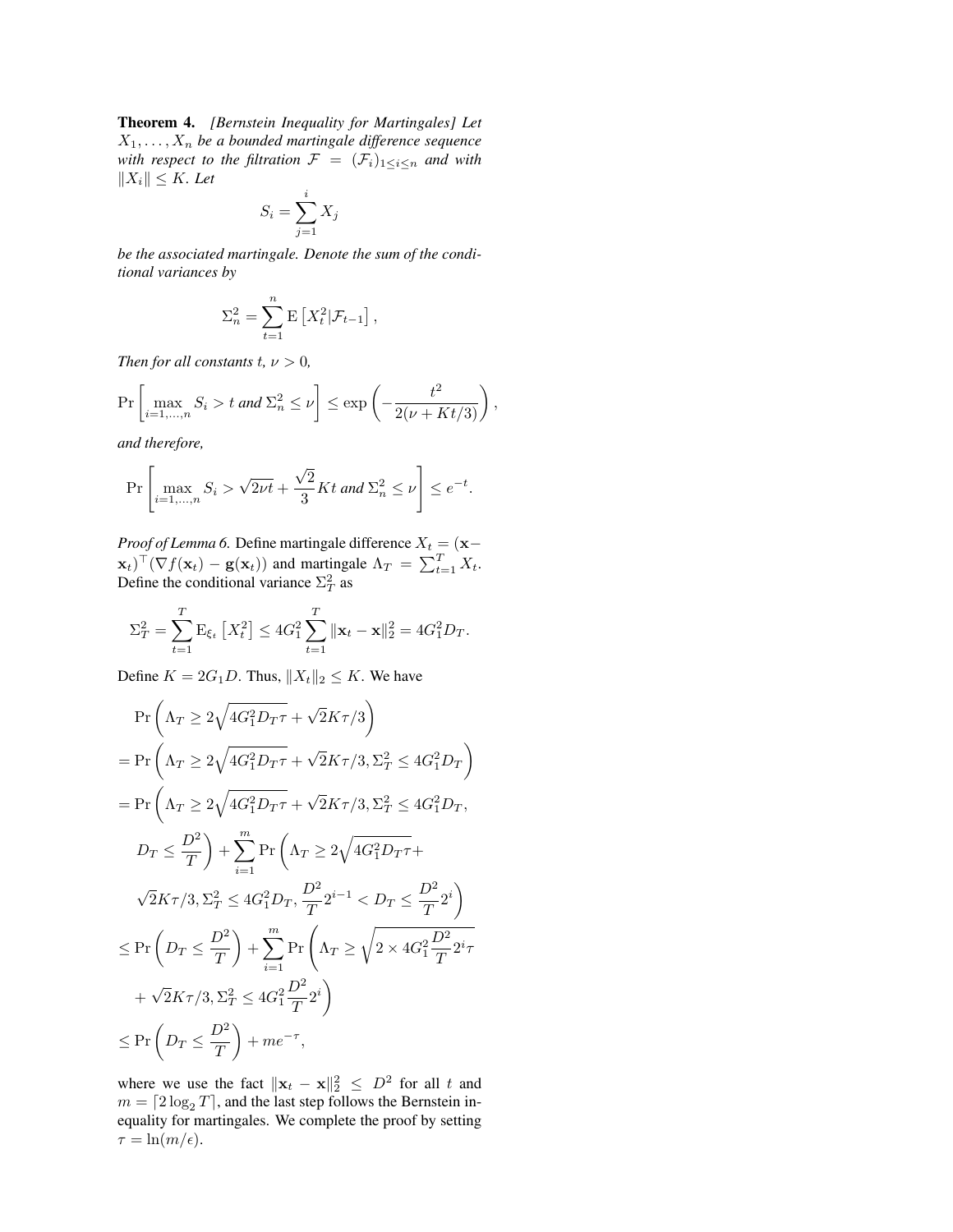**Theorem 4.** *[Bernstein Inequality for Martingales] Let $X_1, \ldots, X_n$ be a bounded martingale difference sequence with respect to the filtration $\mathcal{F} = (\mathcal{F}_i)_{1 \le i \le n}$ and with $\|X_i\| \le K$. Let*

$$S_i = \sum_{j=1}^{i} X_j$$

*be the associated martingale. Denote the sum of the conditional variances by*

$$\Sigma_n^2 = \sum_{t=1}^{n} \mathrm{E}\left[X_t^2 | \mathcal{F}_{t-1}\right],$$

*Then for all constants $t$, $\nu > 0$,*

$$\Pr\left[\max_{i=1,\ldots,n} S_i > t \text{ and } \Sigma_n^2 \le \nu\right] \le \exp\left(-\frac{t^2}{2(\nu + Kt/3)}\right),$$

*and therefore,*

$$\Pr\left[\max_{i=1,\ldots,n} S_i > \sqrt{2\nu t} + \frac{\sqrt{2}}{3}Kt \text{ and } \Sigma_n^2 \le \nu\right] \le e^{-t}.$$

*Proof of Lemma 6.* Define martingale difference $X_t = (\mathbf{x} - \mathbf{x}_t)^\top (\nabla f(\mathbf{x}_t) - \mathbf{g}(\mathbf{x}_t))$ and martingale $\Lambda_T = \sum_{t=1}^{T} X_t$. Define the conditional variance $\Sigma_T^2$ as

$$\Sigma_T^2 = \sum_{t=1}^{T} \mathrm{E}_{\xi_t}\left[X_t^2\right] \le 4G_1^2 \sum_{t=1}^{T} \|\mathbf{x}_t - \mathbf{x}\|_2^2 = 4G_1^2 D_T.$$

Define $K = 2G_1 D$. Thus, $\|X_t\|_2 \le K$. We have

$$
\begin{aligned}
&\Pr\left(\Lambda_T \ge 2\sqrt{4G_1^2 D_T \tau} + \sqrt{2}K\tau/3\right) \\
&= \Pr\left(\Lambda_T \ge 2\sqrt{4G_1^2 D_T \tau} + \sqrt{2}K\tau/3, \Sigma_T^2 \le 4G_1^2 D_T\right) \\
&= \Pr\left(\Lambda_T \ge 2\sqrt{4G_1^2 D_T \tau} + \sqrt{2}K\tau/3, \Sigma_T^2 \le 4G_1^2 D_T,\right. \\
&\quad \left. D_T \le \frac{D^2}{T}\right) + \sum_{i=1}^{m} \Pr\left(\Lambda_T \ge 2\sqrt{4G_1^2 D_T \tau} + \right. \\
&\quad \left. \sqrt{2}K\tau/3, \Sigma_T^2 \le 4G_1^2 D_T, \frac{D^2}{T}2^{i-1} < D_T \le \frac{D^2}{T}2^i\right) \\
&\le \Pr\left(D_T \le \frac{D^2}{T}\right) + \sum_{i=1}^{m} \Pr\left(\Lambda_T \ge \sqrt{2 \times 4G_1^2 \frac{D^2}{T} 2^i \tau}\right. \\
&\quad \left. + \sqrt{2}K\tau/3, \Sigma_T^2 \le 4G_1^2 \frac{D^2}{T} 2^i\right) \\
&\le \Pr\left(D_T \le \frac{D^2}{T}\right) + me^{-\tau},
\end{aligned}
$$

where we use the fact $\|\mathbf{x}_t - \mathbf{x}\|_2^2 \le D^2$ for all $t$ and $m = \lceil 2\log_2 T \rceil$, and the last step follows the Bernstein inequality for martingales. We complete the proof by setting $\tau = \ln(m/\epsilon)$.